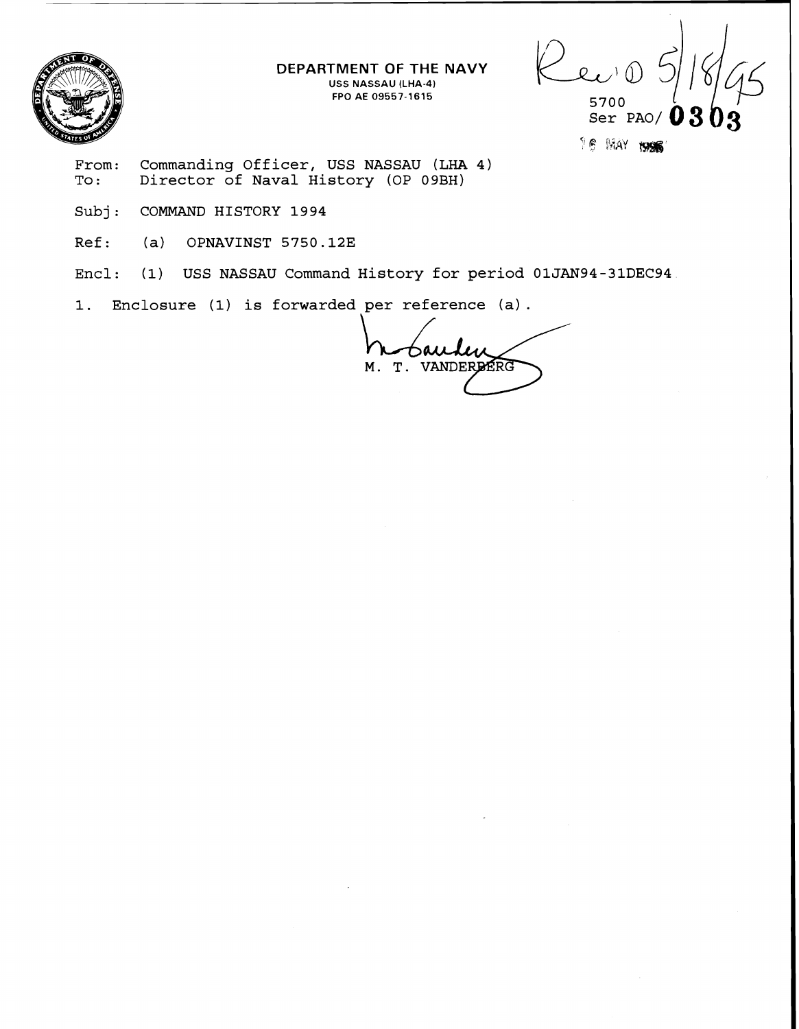**DEPARTMENT OF THE NAVY**
USS NASSAU (LHA-4)
FPO AE 09557-1615

Rec'd 5/18/95

5700
Ser PAO/ **0303**
16 MAY 1995

From: Commanding Officer, USS NASSAU (LHA 4)
To: Director of Naval History (OP 09BH)

Subj: COMMAND HISTORY 1994

Ref: (a) OPNAVINST 5750.12E

Encl: (1) USS NASSAU Command History for period 01JAN94-31DEC94

1. Enclosure (1) is forwarded per reference (a).

M. T. VANDERBERG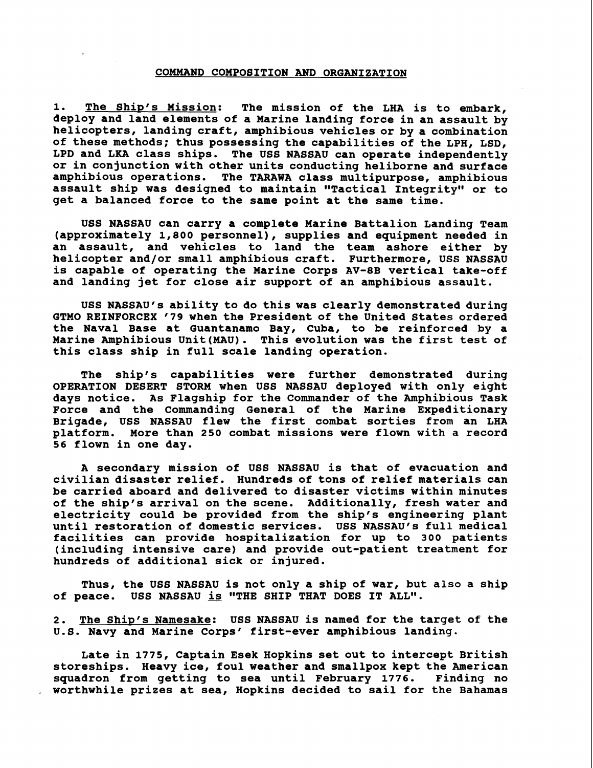## COMMAND COMPOSITION AND ORGANIZATION

1. The Ship's Mission: The mission of the LHA is to embark, deploy and land elements of a Marine landing force in an assault by helicopters, landing craft, amphibious vehicles or by a combination of these methods; thus possessing the capabilities of the LPH, LSD, LPD and LKA class ships. The USS NASSAU can operate independently or in conjunction with other units conducting heliborne and surface amphibious operations. The TARAWA class multipurpose, amphibious assault ship was designed to maintain "Tactical Integrity" or to get a balanced force to the same point at the same time.

USS NASSAU can carry a complete Marine Battalion Landing Team (approximately 1,800 personnel), supplies and equipment needed in an assault, and vehicles to land the team ashore either by helicopter and/or small amphibious craft. Furthermore, USS NASSAU is capable of operating the Marine Corps AV-8B vertical take-off and landing jet for close air support of an amphibious assault.

USS NASSAU's ability to do this was clearly demonstrated during GTMO REINFORCEX '79 when the President of the United States ordered the Naval Base at Guantanamo Bay, Cuba, to be reinforced by a Marine Amphibious Unit(MAU). This evolution was the first test of this class ship in full scale landing operation.

The ship's capabilities were further demonstrated during OPERATION DESERT STORM when USS NASSAU deployed with only eight days notice. As Flagship for the Commander of the Amphibious Task Force and the Commanding General of the Marine Expeditionary Brigade, USS NASSAU flew the first combat sorties from an LHA platform. More than 250 combat missions were flown with a record 56 flown in one day.

A secondary mission of USS NASSAU is that of evacuation and civilian disaster relief. Hundreds of tons of relief materials can be carried aboard and delivered to disaster victims within minutes of the ship's arrival on the scene. Additionally, fresh water and electricity could be provided from the ship's engineering plant until restoration of domestic services. USS NASSAU's full medical facilities can provide hospitalization for up to 300 patients (including intensive care) and provide out-patient treatment for hundreds of additional sick or injured.

Thus, the USS NASSAU is not only a ship of war, but also a ship of peace. USS NASSAU is "THE SHIP THAT DOES IT ALL".

2. The Ship's Namesake: USS NASSAU is named for the target of the U.S. Navy and Marine Corps' first-ever amphibious landing.

Late in 1775, Captain Esek Hopkins set out to intercept British storeships. Heavy ice, foul weather and smallpox kept the American squadron from getting to sea until February 1776. Finding no worthwhile prizes at sea, Hopkins decided to sail for the Bahamas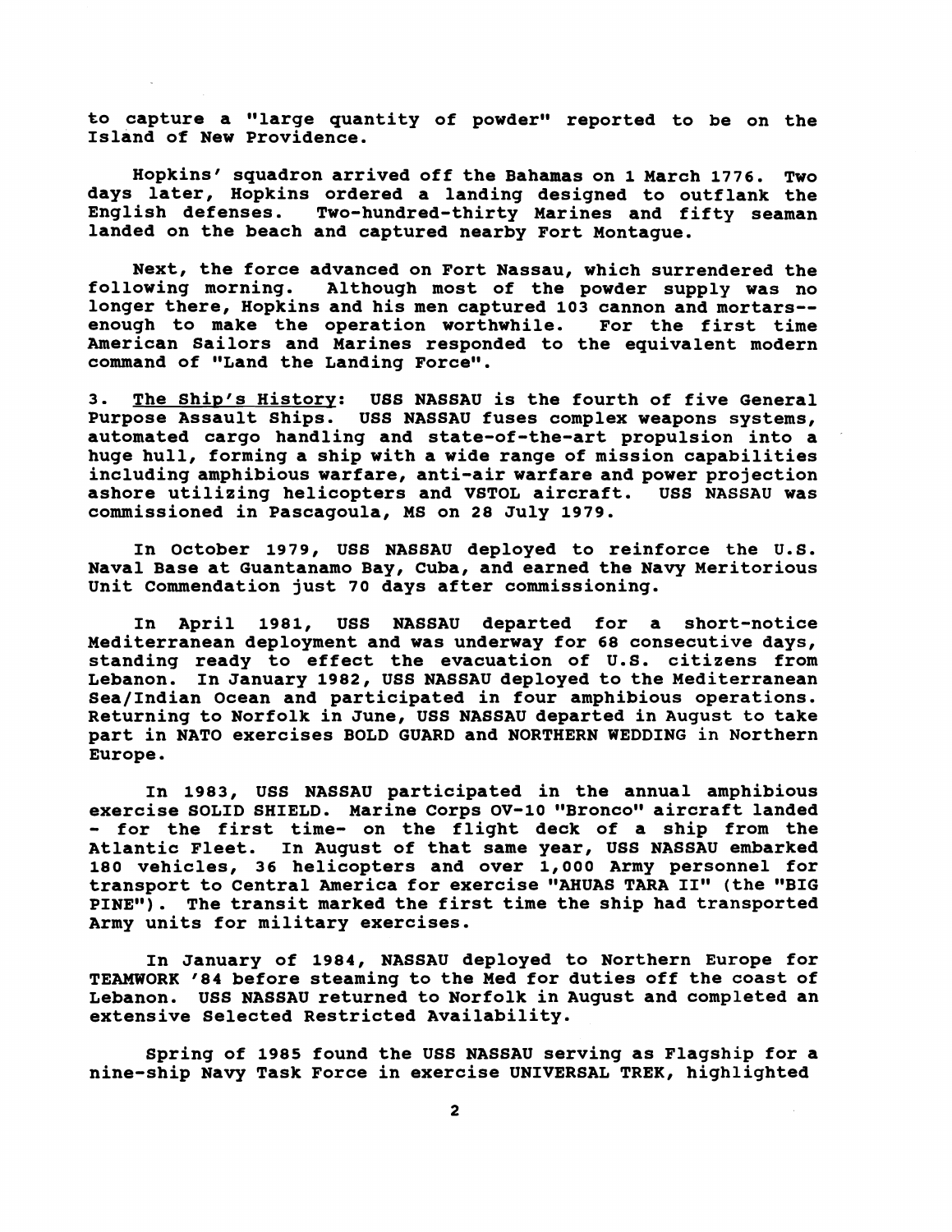to capture a "large quantity of powder" reported to be on the Island of New Providence.

Hopkins' squadron arrived off the Bahamas on 1 March 1776. Two days later, Hopkins ordered a landing designed to outflank the English defenses. Two-hundred-thirty Marines and fifty seaman landed on the beach and captured nearby Fort Montague.

Next, the force advanced on Fort Nassau, which surrendered the following morning. Although most of the powder supply was no longer there, Hopkins and his men captured 103 cannon and mortars--enough to make the operation worthwhile. For the first time American Sailors and Marines responded to the equivalent modern command of "Land the Landing Force".

3. <u>The Ship's History</u>: USS NASSAU is the fourth of five General Purpose Assault Ships. USS NASSAU fuses complex weapons systems, automated cargo handling and state-of-the-art propulsion into a huge hull, forming a ship with a wide range of mission capabilities including amphibious warfare, anti-air warfare and power projection ashore utilizing helicopters and VSTOL aircraft. USS NASSAU was commissioned in Pascagoula, MS on 28 July 1979.

In October 1979, USS NASSAU deployed to reinforce the U.S. Naval Base at Guantanamo Bay, Cuba, and earned the Navy Meritorious Unit Commendation just 70 days after commissioning.

In April 1981, USS NASSAU departed for a short-notice Mediterranean deployment and was underway for 68 consecutive days, standing ready to effect the evacuation of U.S. citizens from Lebanon. In January 1982, USS NASSAU deployed to the Mediterranean Sea/Indian Ocean and participated in four amphibious operations. Returning to Norfolk in June, USS NASSAU departed in August to take part in NATO exercises BOLD GUARD and NORTHERN WEDDING in Northern Europe.

In 1983, USS NASSAU participated in the annual amphibious exercise SOLID SHIELD. Marine Corps OV-10 "Bronco" aircraft landed - for the first time- on the flight deck of a ship from the Atlantic Fleet. In August of that same year, USS NASSAU embarked 180 vehicles, 36 helicopters and over 1,000 Army personnel for transport to Central America for exercise "AHUAS TARA II" (the "BIG PINE"). The transit marked the first time the ship had transported Army units for military exercises.

In January of 1984, NASSAU deployed to Northern Europe for TEAMWORK '84 before steaming to the Med for duties off the coast of Lebanon. USS NASSAU returned to Norfolk in August and completed an extensive Selected Restricted Availability.

Spring of 1985 found the USS NASSAU serving as Flagship for a nine-ship Navy Task Force in exercise UNIVERSAL TREK, highlighted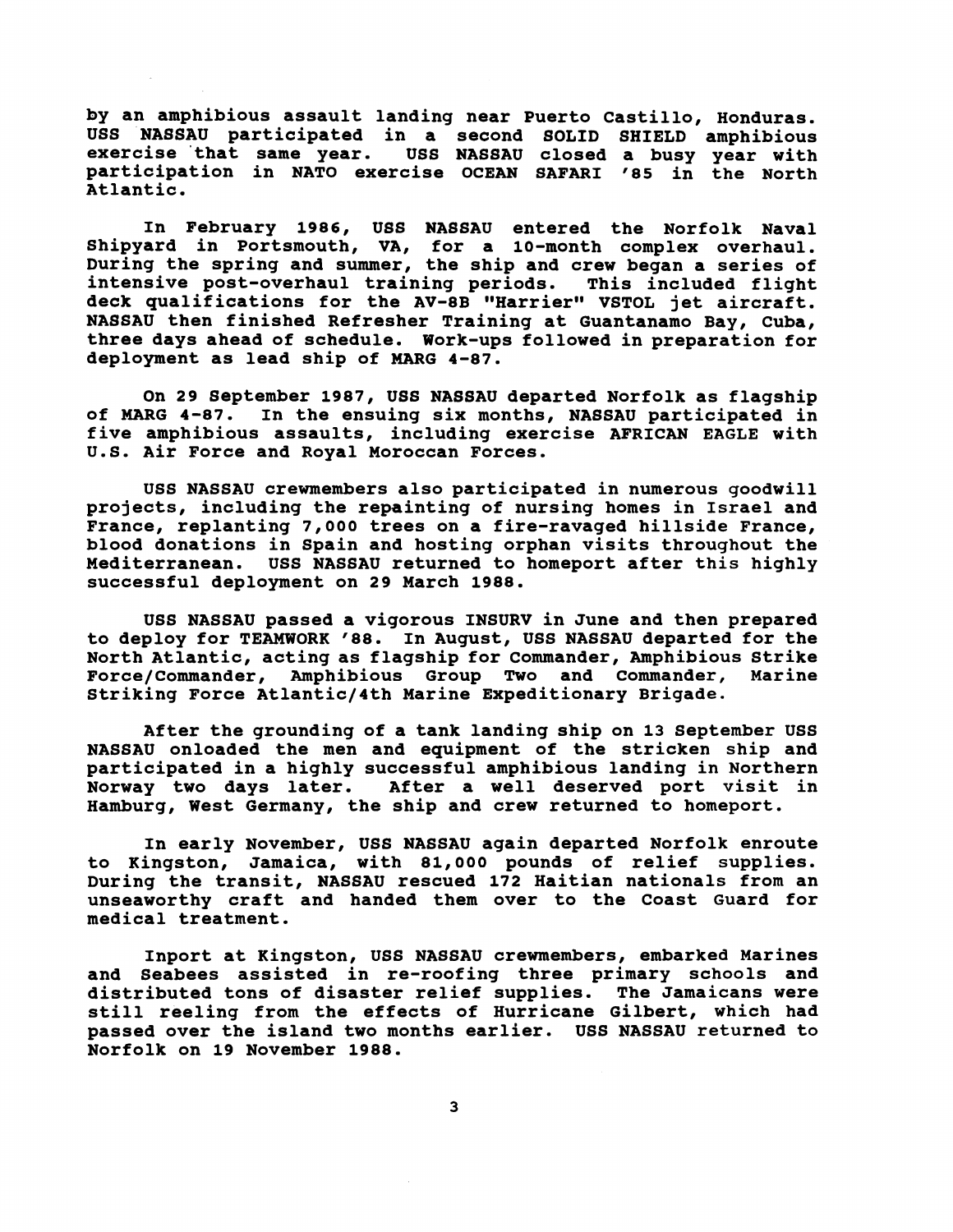by an amphibious assault landing near Puerto Castillo, Honduras. USS NASSAU participated in a second SOLID SHIELD amphibious exercise that same year. USS NASSAU closed a busy year with participation in NATO exercise OCEAN SAFARI '85 in the North Atlantic.

In February 1986, USS NASSAU entered the Norfolk Naval Shipyard in Portsmouth, VA, for a 10-month complex overhaul. During the spring and summer, the ship and crew began a series of intensive post-overhaul training periods. This included flight deck qualifications for the AV-8B "Harrier" VSTOL jet aircraft. NASSAU then finished Refresher Training at Guantanamo Bay, Cuba, three days ahead of schedule. Work-ups followed in preparation for deployment as lead ship of MARG 4-87.

On 29 September 1987, USS NASSAU departed Norfolk as flagship of MARG 4-87. In the ensuing six months, NASSAU participated in five amphibious assaults, including exercise AFRICAN EAGLE with U.S. Air Force and Royal Moroccan Forces.

USS NASSAU crewmembers also participated in numerous goodwill projects, including the repainting of nursing homes in Israel and France, replanting 7,000 trees on a fire-ravaged hillside France, blood donations in Spain and hosting orphan visits throughout the Mediterranean. USS NASSAU returned to homeport after this highly successful deployment on 29 March 1988.

USS NASSAU passed a vigorous INSURV in June and then prepared to deploy for TEAMWORK '88. In August, USS NASSAU departed for the North Atlantic, acting as flagship for Commander, Amphibious Strike Force/Commander, Amphibious Group Two and Commander, Marine Striking Force Atlantic/4th Marine Expeditionary Brigade.

After the grounding of a tank landing ship on 13 September USS NASSAU onloaded the men and equipment of the stricken ship and participated in a highly successful amphibious landing in Northern Norway two days later. After a well deserved port visit in Hamburg, West Germany, the ship and crew returned to homeport.

In early November, USS NASSAU again departed Norfolk enroute to Kingston, Jamaica, with 81,000 pounds of relief supplies. During the transit, NASSAU rescued 172 Haitian nationals from an unseaworthy craft and handed them over to the Coast Guard for medical treatment.

Inport at Kingston, USS NASSAU crewmembers, embarked Marines and Seabees assisted in re-roofing three primary schools and distributed tons of disaster relief supplies. The Jamaicans were still reeling from the effects of Hurricane Gilbert, which had passed over the island two months earlier. USS NASSAU returned to Norfolk on 19 November 1988.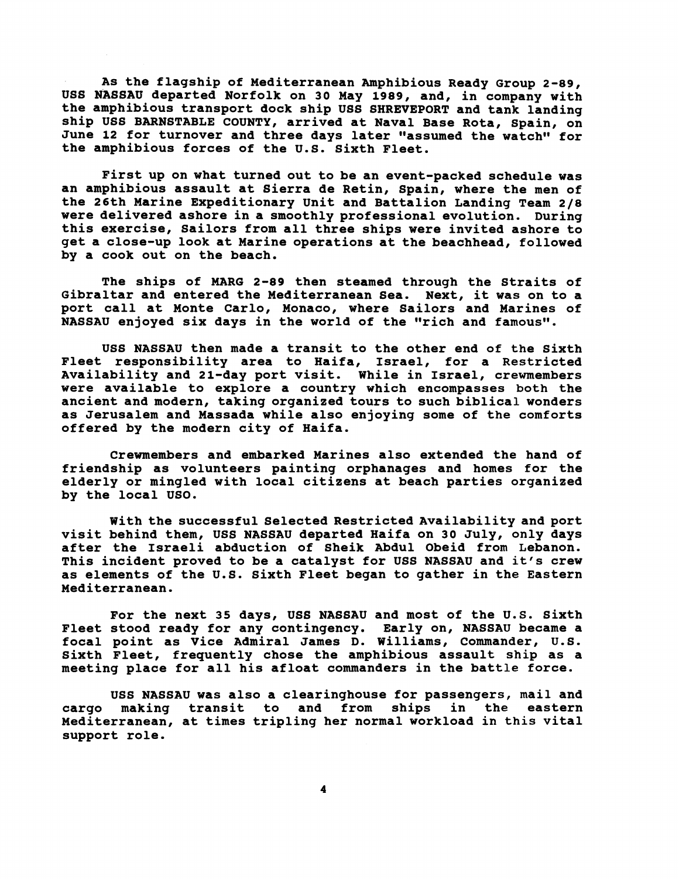As the flagship of Mediterranean Amphibious Ready Group 2-89, USS NASSAU departed Norfolk on 30 May 1989, and, in company with the amphibious transport dock ship USS SHREVEPORT and tank landing ship USS BARNSTABLE COUNTY, arrived at Naval Base Rota, Spain, on June 12 for turnover and three days later "assumed the watch" for the amphibious forces of the U.S. Sixth Fleet.

First up on what turned out to be an event-packed schedule was an amphibious assault at Sierra de Retin, Spain, where the men of the 26th Marine Expeditionary Unit and Battalion Landing Team 2/8 were delivered ashore in a smoothly professional evolution. During this exercise, Sailors from all three ships were invited ashore to get a close-up look at Marine operations at the beachhead, followed by a cook out on the beach.

The ships of MARG 2-89 then steamed through the Straits of Gibraltar and entered the Mediterranean Sea. Next, it was on to a port call at Monte Carlo, Monaco, where Sailors and Marines of NASSAU enjoyed six days in the world of the "rich and famous".

USS NASSAU then made a transit to the other end of the Sixth Fleet responsibility area to Haifa, Israel, for a Restricted Availability and 21-day port visit. While in Israel, crewmembers were available to explore a country which encompasses both the ancient and modern, taking organized tours to such biblical wonders as Jerusalem and Massada while also enjoying some of the comforts offered by the modern city of Haifa.

Crewmembers and embarked Marines also extended the hand of friendship as volunteers painting orphanages and homes for the elderly or mingled with local citizens at beach parties organized by the local USO.

With the successful Selected Restricted Availability and port visit behind them, USS NASSAU departed Haifa on 30 July, only days after the Israeli abduction of Sheik Abdul Obeid from Lebanon. This incident proved to be a catalyst for USS NASSAU and it's crew as elements of the U.S. Sixth Fleet began to gather in the Eastern Mediterranean.

For the next 35 days, USS NASSAU and most of the U.S. Sixth Fleet stood ready for any contingency. Early on, NASSAU became a focal point as Vice Admiral James D. Williams, Commander, U.S. Sixth Fleet, frequently chose the amphibious assault ship as a meeting place for all his afloat commanders in the battle force.

USS NASSAU was also a clearinghouse for passengers, mail and cargo making transit to and from ships in the eastern Mediterranean, at times tripling her normal workload in this vital support role.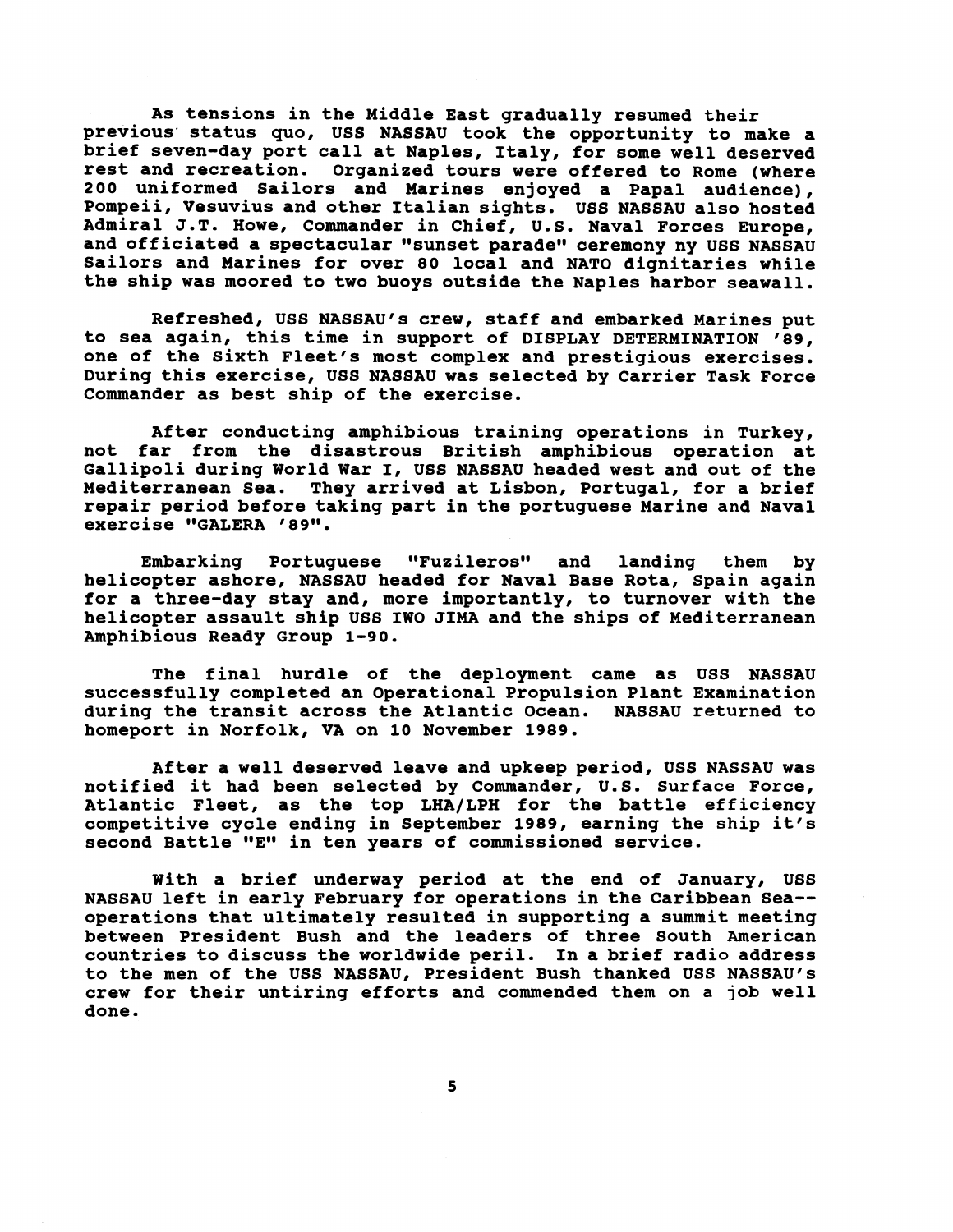As tensions in the Middle East gradually resumed their previous status quo, USS NASSAU took the opportunity to make a brief seven-day port call at Naples, Italy, for some well deserved rest and recreation. Organized tours were offered to Rome (where 200 uniformed Sailors and Marines enjoyed a Papal audience), Pompeii, Vesuvius and other Italian sights. USS NASSAU also hosted Admiral J.T. Howe, Commander in Chief, U.S. Naval Forces Europe, and officiated a spectacular "sunset parade" ceremony ny USS NASSAU Sailors and Marines for over 80 local and NATO dignitaries while the ship was moored to two buoys outside the Naples harbor seawall.

Refreshed, USS NASSAU's crew, staff and embarked Marines put to sea again, this time in support of DISPLAY DETERMINATION '89, one of the Sixth Fleet's most complex and prestigious exercises. During this exercise, USS NASSAU was selected by Carrier Task Force Commander as best ship of the exercise.

After conducting amphibious training operations in Turkey, not far from the disastrous British amphibious operation at Gallipoli during World War I, USS NASSAU headed west and out of the Mediterranean Sea. They arrived at Lisbon, Portugal, for a brief repair period before taking part in the portuguese Marine and Naval exercise "GALERA '89".

Embarking Portuguese "Fuzileros" and landing them by helicopter ashore, NASSAU headed for Naval Base Rota, Spain again for a three-day stay and, more importantly, to turnover with the helicopter assault ship USS IWO JIMA and the ships of Mediterranean Amphibious Ready Group 1-90.

The final hurdle of the deployment came as USS NASSAU successfully completed an Operational Propulsion Plant Examination during the transit across the Atlantic Ocean. NASSAU returned to homeport in Norfolk, VA on 10 November 1989.

After a well deserved leave and upkeep period, USS NASSAU was notified it had been selected by Commander, U.S. Surface Force, Atlantic Fleet, as the top LHA/LPH for the battle efficiency competitive cycle ending in September 1989, earning the ship it's second Battle "E" in ten years of commissioned service.

With a brief underway period at the end of January, USS NASSAU left in early February for operations in the Caribbean Sea--operations that ultimately resulted in supporting a summit meeting between President Bush and the leaders of three South American countries to discuss the worldwide peril. In a brief radio address to the men of the USS NASSAU, President Bush thanked USS NASSAU's crew for their untiring efforts and commended them on a job well done.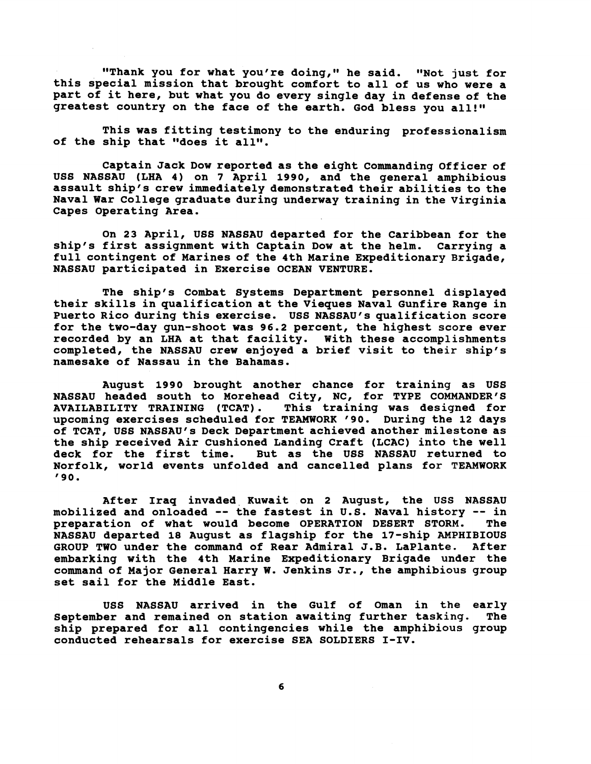"Thank you for what you're doing," he said. "Not just for this special mission that brought comfort to all of us who were a part of it here, but what you do every single day in defense of the greatest country on the face of the earth. God bless you all!"

This was fitting testimony to the enduring professionalism of the ship that "does it all".

Captain Jack Dow reported as the eight Commanding Officer of USS NASSAU (LHA 4) on 7 April 1990, and the general amphibious assault ship's crew immediately demonstrated their abilities to the Naval War College graduate during underway training in the Virginia Capes Operating Area.

On 23 April, USS NASSAU departed for the Caribbean for the ship's first assignment with Captain Dow at the helm. Carrying a full contingent of Marines of the 4th Marine Expeditionary Brigade, NASSAU participated in Exercise OCEAN VENTURE.

The ship's Combat Systems Department personnel displayed their skills in qualification at the Vieques Naval Gunfire Range in Puerto Rico during this exercise. USS NASSAU's qualification score for the two-day gun-shoot was 96.2 percent, the highest score ever recorded by an LHA at that facility. With these accomplishments completed, the NASSAU crew enjoyed a brief visit to their ship's namesake of Nassau in the Bahamas.

August 1990 brought another chance for training as USS NASSAU headed south to Morehead City, NC, for TYPE COMMANDER'S AVAILABILITY TRAINING (TCAT). This training was designed for upcoming exercises scheduled for TEAMWORK '90. During the 12 days of TCAT, USS NASSAU's Deck Department achieved another milestone as the ship received Air Cushioned Landing Craft (LCAC) into the well deck for the first time. But as the USS NASSAU returned to Norfolk, world events unfolded and cancelled plans for TEAMWORK '90.

After Iraq invaded Kuwait on 2 August, the USS NASSAU mobilized and onloaded -- the fastest in U.S. Naval history -- in preparation of what would become OPERATION DESERT STORM. The NASSAU departed 18 August as flagship for the 17-ship AMPHIBIOUS GROUP TWO under the command of Rear Admiral J.B. LaPlante. After embarking with the 4th Marine Expeditionary Brigade under the command of Major General Harry W. Jenkins Jr., the amphibious group set sail for the Middle East.

USS NASSAU arrived in the Gulf of Oman in the early September and remained on station awaiting further tasking. The ship prepared for all contingencies while the amphibious group conducted rehearsals for exercise SEA SOLDIERS I-IV.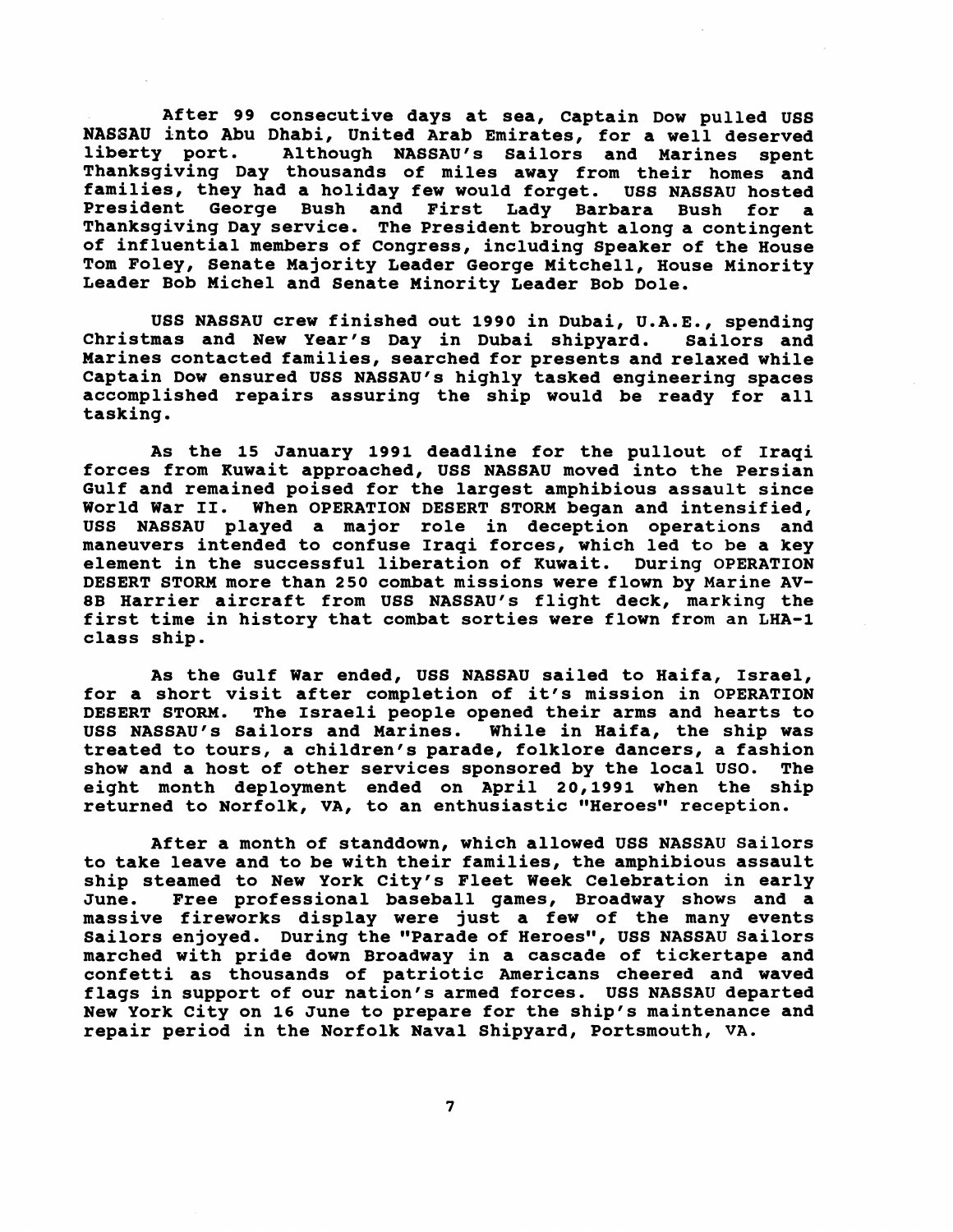After 99 consecutive days at sea, Captain Dow pulled USS NASSAU into Abu Dhabi, United Arab Emirates, for a well deserved liberty port. Although NASSAU's Sailors and Marines spent Thanksgiving Day thousands of miles away from their homes and families, they had a holiday few would forget. USS NASSAU hosted President George Bush and First Lady Barbara Bush for a Thanksgiving Day service. The President brought along a contingent of influential members of Congress, including Speaker of the House Tom Foley, Senate Majority Leader George Mitchell, House Minority Leader Bob Michel and Senate Minority Leader Bob Dole.

USS NASSAU crew finished out 1990 in Dubai, U.A.E., spending Christmas and New Year's Day in Dubai shipyard. Sailors and Marines contacted families, searched for presents and relaxed while Captain Dow ensured USS NASSAU's highly tasked engineering spaces accomplished repairs assuring the ship would be ready for all tasking.

As the 15 January 1991 deadline for the pullout of Iraqi forces from Kuwait approached, USS NASSAU moved into the Persian Gulf and remained poised for the largest amphibious assault since World War II. When OPERATION DESERT STORM began and intensified, USS NASSAU played a major role in deception operations and maneuvers intended to confuse Iraqi forces, which led to be a key element in the successful liberation of Kuwait. During OPERATION DESERT STORM more than 250 combat missions were flown by Marine AV-8B Harrier aircraft from USS NASSAU's flight deck, marking the first time in history that combat sorties were flown from an LHA-1 class ship.

As the Gulf War ended, USS NASSAU sailed to Haifa, Israel, for a short visit after completion of it's mission in OPERATION DESERT STORM. The Israeli people opened their arms and hearts to USS NASSAU's Sailors and Marines. While in Haifa, the ship was treated to tours, a children's parade, folklore dancers, a fashion show and a host of other services sponsored by the local USO. The eight month deployment ended on April 20,1991 when the ship returned to Norfolk, VA, to an enthusiastic "Heroes" reception.

After a month of standdown, which allowed USS NASSAU Sailors to take leave and to be with their families, the amphibious assault ship steamed to New York City's Fleet Week Celebration in early June. Free professional baseball games, Broadway shows and a massive fireworks display were just a few of the many events Sailors enjoyed. During the "Parade of Heroes", USS NASSAU Sailors marched with pride down Broadway in a cascade of tickertape and confetti as thousands of patriotic Americans cheered and waved flags in support of our nation's armed forces. USS NASSAU departed New York City on 16 June to prepare for the ship's maintenance and repair period in the Norfolk Naval Shipyard, Portsmouth, VA.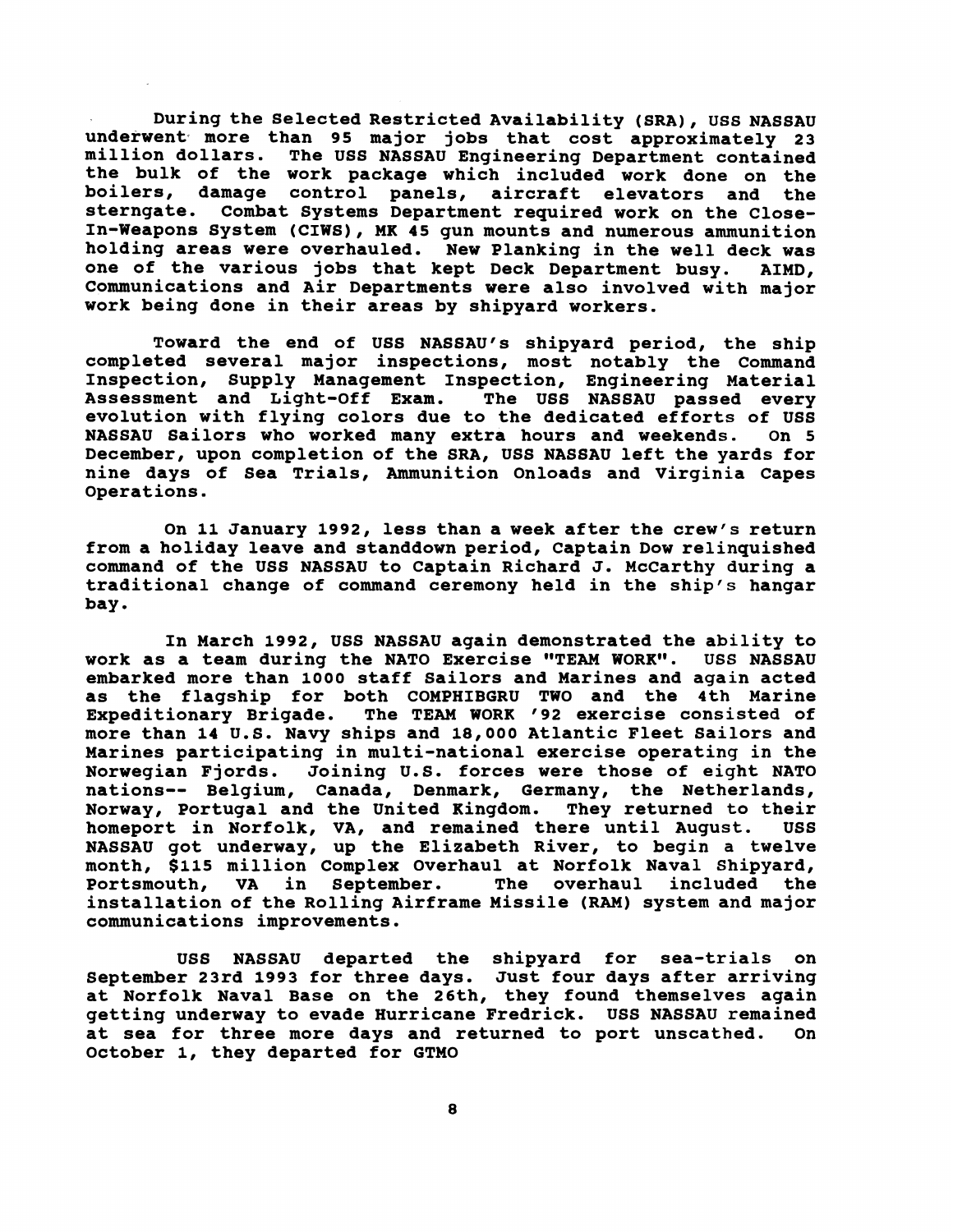During the Selected Restricted Availability (SRA), USS NASSAU underwent more than 95 major jobs that cost approximately 23 million dollars. The USS NASSAU Engineering Department contained the bulk of the work package which included work done on the boilers, damage control panels, aircraft elevators and the sterngate. Combat Systems Department required work on the Close-In-Weapons System (CIWS), MK 45 gun mounts and numerous ammunition holding areas were overhauled. New Planking in the well deck was one of the various jobs that kept Deck Department busy. AIMD, Communications and Air Departments were also involved with major work being done in their areas by shipyard workers.

Toward the end of USS NASSAU's shipyard period, the ship completed several major inspections, most notably the Command Inspection, Supply Management Inspection, Engineering Material Assessment and Light-Off Exam. The USS NASSAU passed every evolution with flying colors due to the dedicated efforts of USS NASSAU Sailors who worked many extra hours and weekends. On 5 December, upon completion of the SRA, USS NASSAU left the yards for nine days of Sea Trials, Ammunition Onloads and Virginia Capes Operations.

On 11 January 1992, less than a week after the crew's return from a holiday leave and standdown period, Captain Dow relinquished command of the USS NASSAU to Captain Richard J. McCarthy during a traditional change of command ceremony held in the ship's hangar bay.

In March 1992, USS NASSAU again demonstrated the ability to work as a team during the NATO Exercise "TEAM WORK". USS NASSAU embarked more than 1000 staff Sailors and Marines and again acted as the flagship for both COMPHIBGRU TWO and the 4th Marine Expeditionary Brigade. The TEAM WORK '92 exercise consisted of more than 14 U.S. Navy ships and 18,000 Atlantic Fleet Sailors and Marines participating in multi-national exercise operating in the Norwegian Fjords. Joining U.S. forces were those of eight NATO nations-- Belgium, Canada, Denmark, Germany, the Netherlands, Norway, Portugal and the United Kingdom. They returned to their homeport in Norfolk, VA, and remained there until August. USS NASSAU got underway, up the Elizabeth River, to begin a twelve month, $115 million Complex Overhaul at Norfolk Naval Shipyard, Portsmouth, VA in September. The overhaul included the installation of the Rolling Airframe Missile (RAM) system and major communications improvements.

USS NASSAU departed the shipyard for sea-trials on September 23rd 1993 for three days. Just four days after arriving at Norfolk Naval Base on the 26th, they found themselves again getting underway to evade Hurricane Fredrick. USS NASSAU remained at sea for three more days and returned to port unscathed. On October 1, they departed for GTMO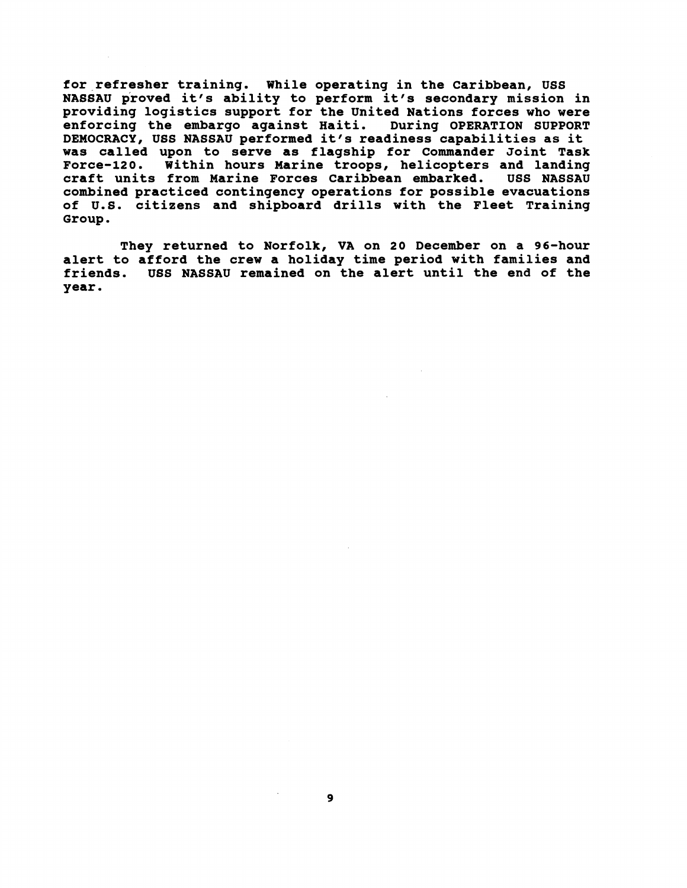for refresher training. While operating in the Caribbean, USS NASSAU proved it's ability to perform it's secondary mission in providing logistics support for the United Nations forces who were enforcing the embargo against Haiti. During OPERATION SUPPORT DEMOCRACY, USS NASSAU performed it's readiness capabilities as it was called upon to serve as flagship for Commander Joint Task Force-120. Within hours Marine troops, helicopters and landing craft units from Marine Forces Caribbean embarked. USS NASSAU combined practiced contingency operations for possible evacuations of U.S. citizens and shipboard drills with the Fleet Training Group.

They returned to Norfolk, VA on 20 December on a 96-hour alert to afford the crew a holiday time period with families and friends. USS NASSAU remained on the alert until the end of the year.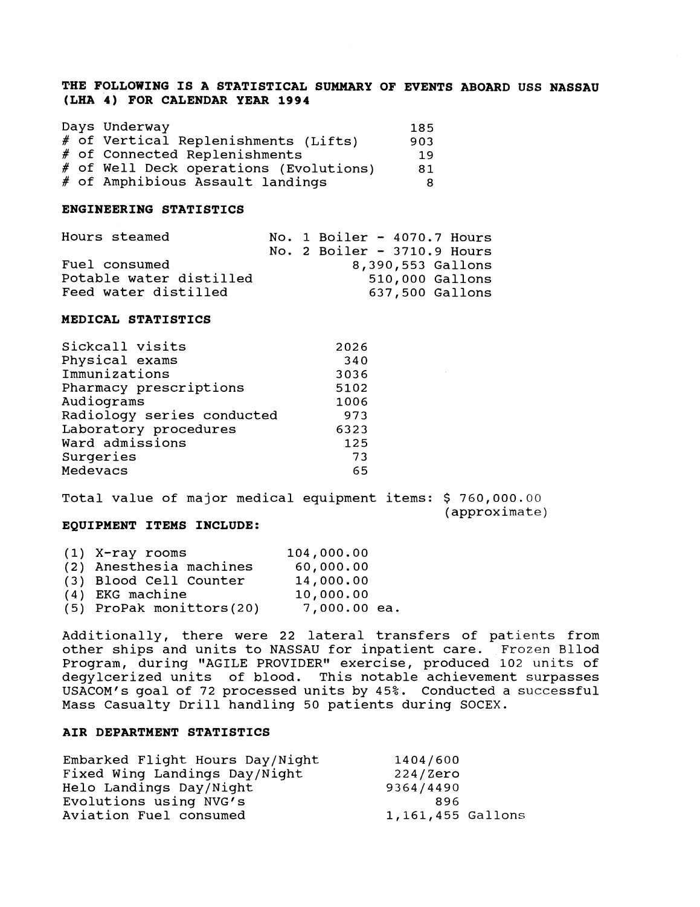**THE FOLLOWING IS A STATISTICAL SUMMARY OF EVENTS ABOARD USS NASSAU (LHA 4) FOR CALENDAR YEAR 1994**

| | |
|---|---|
| Days Underway | 185 |
| # of Vertical Replenishments (Lifts) | 903 |
| # of Connected Replenishments | 19 |
| # of Well Deck operations (Evolutions) | 81 |
| # of Amphibious Assault landings | 8 |

**ENGINEERING STATISTICS**

| | |
|---|---|
| Hours steamed | No. 1 Boiler - 4070.7 Hours |
| | No. 2 Boiler - 3710.9 Hours |
| Fuel consumed | 8,390,553 Gallons |
| Potable water distilled | 510,000 Gallons |
| Feed water distilled | 637,500 Gallons |

**MEDICAL STATISTICS**

| | |
|---|---|
| Sickcall visits | 2026 |
| Physical exams | 340 |
| Immunizations | 3036 |
| Pharmacy prescriptions | 5102 |
| Audiograms | 1006 |
| Radiology series conducted | 973 |
| Laboratory procedures | 6323 |
| Ward admissions | 125 |
| Surgeries | 73 |
| Medevacs | 65 |

Total value of major medical equipment items: $ 760,000.00 (approximate)

**EQUIPMENT ITEMS INCLUDE:**

| | |
|---|---|
| (1) X-ray rooms | 104,000.00 |
| (2) Anesthesia machines | 60,000.00 |
| (3) Blood Cell Counter | 14,000.00 |
| (4) EKG machine | 10,000.00 |
| (5) ProPak monittors(20) | 7,000.00 ea. |

Additionally, there were 22 lateral transfers of patients from other ships and units to NASSAU for inpatient care. Frozen Bllod Program, during "AGILE PROVIDER" exercise, produced 102 units of degylcerized units of blood. This notable achievement surpasses USACOM's goal of 72 processed units by 45%. Conducted a successful Mass Casualty Drill handling 50 patients during SOCEX.

**AIR DEPARTMENT STATISTICS**

| | |
|---|---|
| Embarked Flight Hours Day/Night | 1404/600 |
| Fixed Wing Landings Day/Night | 224/Zero |
| Helo Landings Day/Night | 9364/4490 |
| Evolutions using NVG's | 896 |
| Aviation Fuel consumed | 1,161,455 Gallons |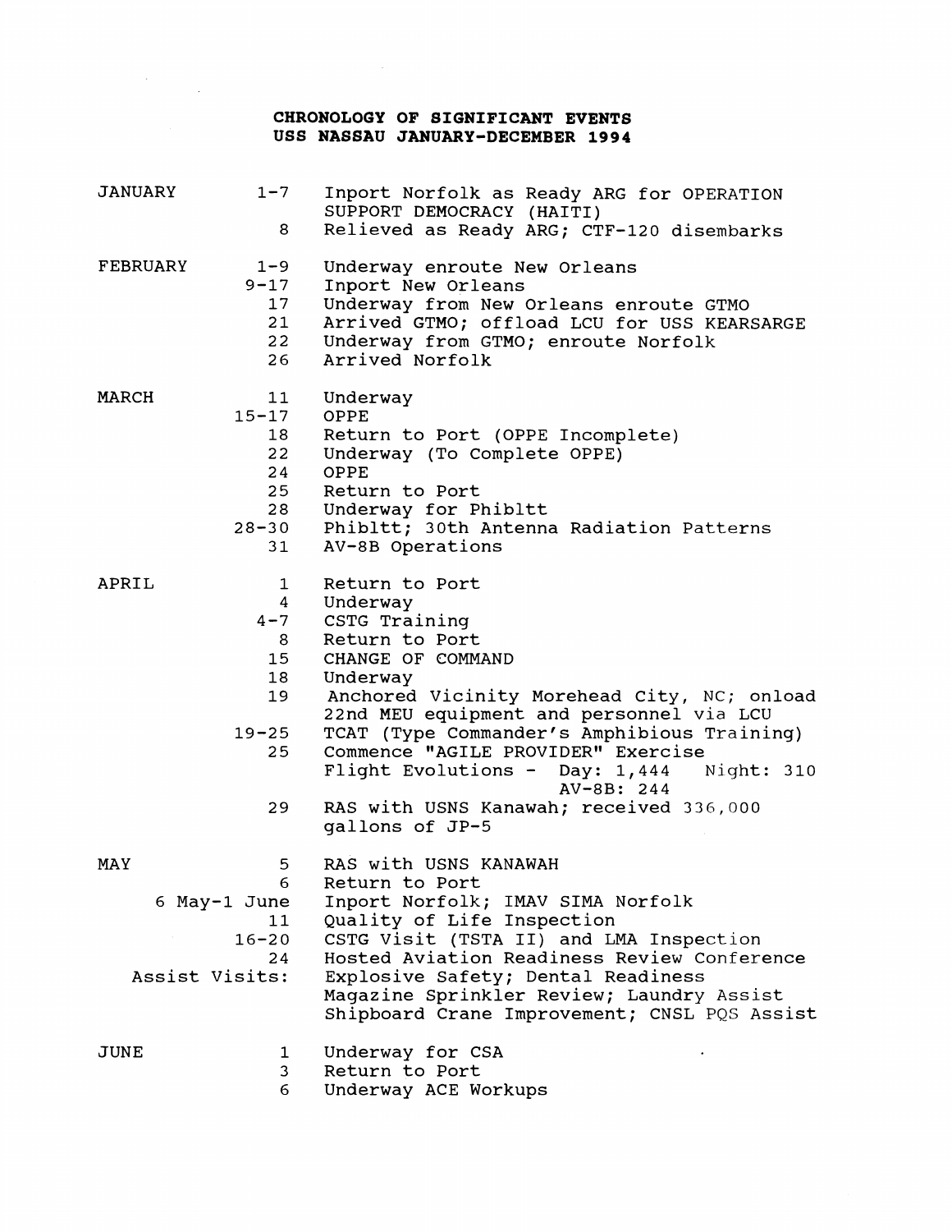# CHRONOLOGY OF SIGNIFICANT EVENTS
# USS NASSAU JANUARY-DECEMBER 1994

| Month | Date | Event |
|---|---|---|
| JANUARY | 1-7 | Inport Norfolk as Ready ARG for OPERATION SUPPORT DEMOCRACY (HAITI) |
| | 8 | Relieved as Ready ARG; CTF-120 disembarks |
| FEBRUARY | 1-9 | Underway enroute New Orleans |
| | 9-17 | Inport New Orleans |
| | 17 | Underway from New Orleans enroute GTMO |
| | 21 | Arrived GTMO; offload LCU for USS KEARSARGE |
| | 22 | Underway from GTMO; enroute Norfolk |
| | 26 | Arrived Norfolk |
| MARCH | 11 | Underway |
| | 15-17 | OPPE |
| | 18 | Return to Port (OPPE Incomplete) |
| | 22 | Underway (To Complete OPPE) |
| | 24 | OPPE |
| | 25 | Return to Port |
| | 28 | Underway for Phibltt |
| | 28-30 | Phibltt; 30th Antenna Radiation Patterns |
| | 31 | AV-8B Operations |
| APRIL | 1 | Return to Port |
| | 4 | Underway |
| | 4-7 | CSTG Training |
| | 8 | Return to Port |
| | 15 | CHANGE OF COMMAND |
| | 18 | Underway |
| | 19 | Anchored Vicinity Morehead City, NC; onload 22nd MEU equipment and personnel via LCU |
| | 19-25 | TCAT (Type Commander's Amphibious Training) |
| | 25 | Commence "AGILE PROVIDER" Exercise<br>Flight Evolutions - Day: 1,444 Night: 310<br>AV-8B: 244 |
| | 29 | RAS with USNS Kanawah; received 336,000 gallons of JP-5 |
| MAY | 5 | RAS with USNS KANAWAH |
| | 6 | Return to Port |
| | 6 May-1 June | Inport Norfolk; IMAV SIMA Norfolk |
| | 11 | Quality of Life Inspection |
| | 16-20 | CSTG Visit (TSTA II) and LMA Inspection |
| | 24 | Hosted Aviation Readiness Review Conference |
| | Assist Visits: | Explosive Safety; Dental Readiness<br>Magazine Sprinkler Review; Laundry Assist<br>Shipboard Crane Improvement; CNSL PQS Assist |
| JUNE | 1 | Underway for CSA |
| | 3 | Return to Port |
| | 6 | Underway ACE Workups |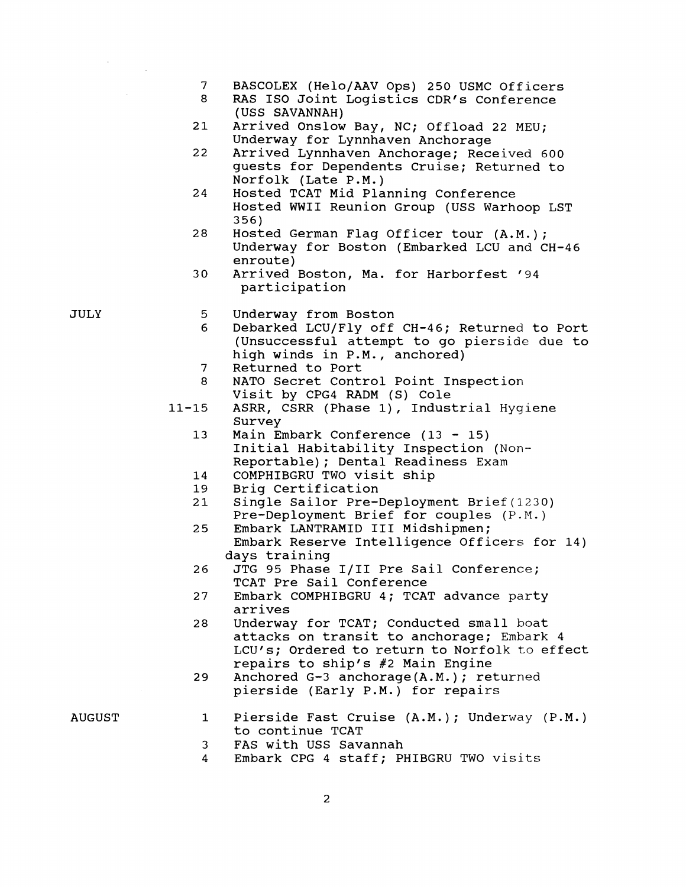| | | |
|---|---|---|
| | 7 | BASCOLEX (Helo/AAV Ops) 250 USMC Officers |
| | 8 | RAS ISO Joint Logistics CDR's Conference (USS SAVANNAH) |
| | 21 | Arrived Onslow Bay, NC; Offload 22 MEU; Underway for Lynnhaven Anchorage |
| | 22 | Arrived Lynnhaven Anchorage; Received 600 guests for Dependents Cruise; Returned to Norfolk (Late P.M.) |
| | 24 | Hosted TCAT Mid Planning Conference<br>Hosted WWII Reunion Group (USS Warhoop LST 356) |
| | 28 | Hosted German Flag Officer tour (A.M.); Underway for Boston (Embarked LCU and CH-46 enroute) |
| | 30 | Arrived Boston, Ma. for Harborfest '94 participation |
| JULY | 5 | Underway from Boston |
| | 6 | Debarked LCU/Fly off CH-46; Returned to Port (Unsuccessful attempt to go pierside due to high winds in P.M., anchored) |
| | 7 | Returned to Port |
| | 8 | NATO Secret Control Point Inspection<br>Visit by CPG4 RADM (S) Cole |
| | 11-15 | ASRR, CSRR (Phase 1), Industrial Hygiene Survey |
| | 13 | Main Embark Conference (13 - 15)<br>Initial Habitability Inspection (Non-Reportable); Dental Readiness Exam |
| | 14 | COMPHIBGRU TWO visit ship |
| | 19 | Brig Certification |
| | 21 | Single Sailor Pre-Deployment Brief(1230)<br>Pre-Deployment Brief for couples (P.M.) |
| | 25 | Embark LANTRAMID III Midshipmen;<br>Embark Reserve Intelligence Officers for 14) days training |
| | 26 | JTG 95 Phase I/II Pre Sail Conference;<br>TCAT Pre Sail Conference |
| | 27 | Embark COMPHIBGRU 4; TCAT advance party arrives |
| | 28 | Underway for TCAT; Conducted small boat attacks on transit to anchorage; Embark 4 LCU's; Ordered to return to Norfolk to effect repairs to ship's #2 Main Engine |
| | 29 | Anchored G-3 anchorage(A.M.); returned pierside (Early P.M.) for repairs |
| AUGUST | 1 | Pierside Fast Cruise (A.M.); Underway (P.M.) to continue TCAT |
| | 3 | FAS with USS Savannah |
| | 4 | Embark CPG 4 staff; PHIBGRU TWO visits |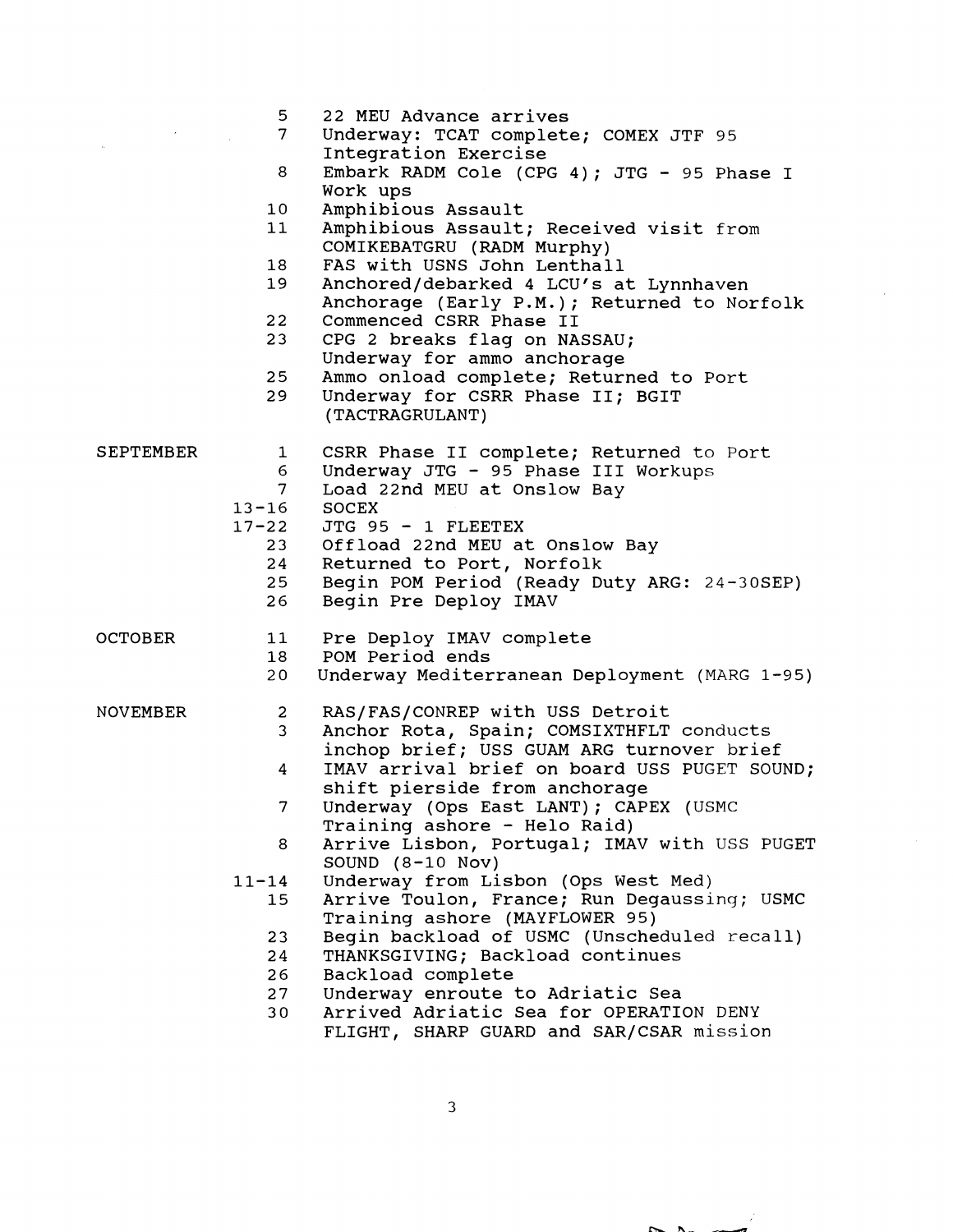| | | |
|---|---|---|
| | 5 | 22 MEU Advance arrives |
| | 7 | Underway: TCAT complete; COMEX JTF 95 Integration Exercise |
| | 8 | Embark RADM Cole (CPG 4); JTG - 95 Phase I Work ups |
| | 10 | Amphibious Assault |
| | 11 | Amphibious Assault; Received visit from COMIKEBATGRU (RADM Murphy) |
| | 18 | FAS with USNS John Lenthall |
| | 19 | Anchored/debarked 4 LCU's at Lynnhaven Anchorage (Early P.M.); Returned to Norfolk |
| | 22 | Commenced CSRR Phase II |
| | 23 | CPG 2 breaks flag on NASSAU; Underway for ammo anchorage |
| | 25 | Ammo onload complete; Returned to Port |
| | 29 | Underway for CSRR Phase II; BGIT (TACTRAGRULANT) |
| SEPTEMBER | 1 | CSRR Phase II complete; Returned to Port |
| | 6 | Underway JTG - 95 Phase III Workups |
| | 7 | Load 22nd MEU at Onslow Bay |
| | 13-16 | SOCEX |
| | 17-22 | JTG 95 - 1 FLEETEX |
| | 23 | Offload 22nd MEU at Onslow Bay |
| | 24 | Returned to Port, Norfolk |
| | 25 | Begin POM Period (Ready Duty ARG: 24-30SEP) |
| | 26 | Begin Pre Deploy IMAV |
| OCTOBER | 11 | Pre Deploy IMAV complete |
| | 18 | POM Period ends |
| | 20 | Underway Mediterranean Deployment (MARG 1-95) |
| NOVEMBER | 2 | RAS/FAS/CONREP with USS Detroit |
| | 3 | Anchor Rota, Spain; COMSIXTHFLT conducts inchop brief; USS GUAM ARG turnover brief |
| | 4 | IMAV arrival brief on board USS PUGET SOUND; shift pierside from anchorage |
| | 7 | Underway (Ops East LANT); CAPEX (USMC Training ashore - Helo Raid) |
| | 8 | Arrive Lisbon, Portugal; IMAV with USS PUGET SOUND (8-10 Nov) |
| | 11-14 | Underway from Lisbon (Ops West Med) |
| | 15 | Arrive Toulon, France; Run Degaussing; USMC Training ashore (MAYFLOWER 95) |
| | 23 | Begin backload of USMC (Unscheduled recall) |
| | 24 | THANKSGIVING; Backload continues |
| | 26 | Backload complete |
| | 27 | Underway enroute to Adriatic Sea |
| | 30 | Arrived Adriatic Sea for OPERATION DENY FLIGHT, SHARP GUARD and SAR/CSAR mission |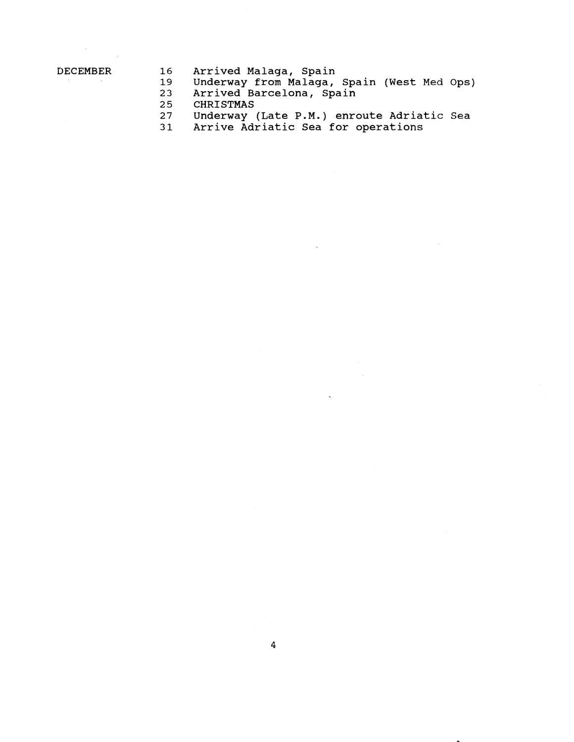| | | |
|---|---|---|
| DECEMBER | 16 | Arrived Malaga, Spain |
| | 19 | Underway from Malaga, Spain (West Med Ops) |
| | 23 | Arrived Barcelona, Spain |
| | 25 | CHRISTMAS |
| | 27 | Underway (Late P.M.) enroute Adriatic Sea |
| | 31 | Arrive Adriatic Sea for operations |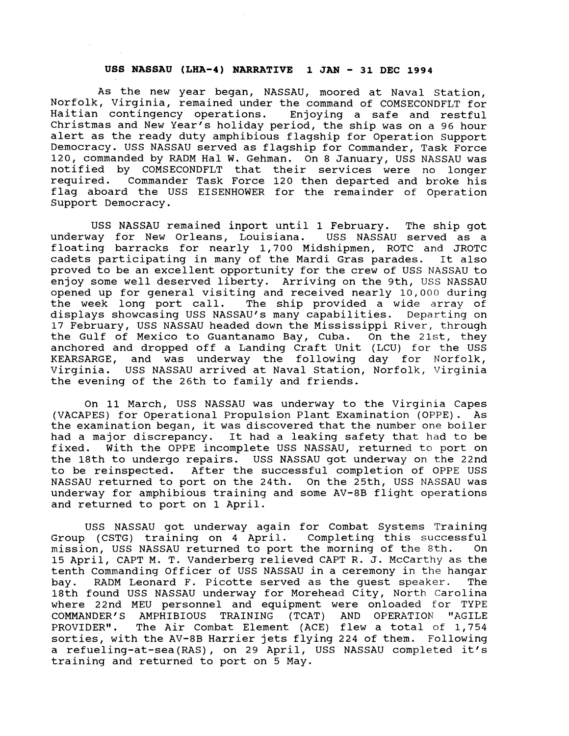# USS NASSAU (LHA-4) NARRATIVE 1 JAN - 31 DEC 1994

As the new year began, NASSAU, moored at Naval Station, Norfolk, Virginia, remained under the command of COMSECONDFLT for Haitian contingency operations. Enjoying a safe and restful Christmas and New Year's holiday period, the ship was on a 96 hour alert as the ready duty amphibious flagship for Operation Support Democracy. USS NASSAU served as flagship for Commander, Task Force 120, commanded by RADM Hal W. Gehman. On 8 January, USS NASSAU was notified by COMSECONDFLT that their services were no longer required. Commander Task Force 120 then departed and broke his flag aboard the USS EISENHOWER for the remainder of Operation Support Democracy.

USS NASSAU remained inport until 1 February. The ship got underway for New Orleans, Louisiana. USS NASSAU served as a floating barracks for nearly 1,700 Midshipmen, ROTC and JROTC cadets participating in many of the Mardi Gras parades. It also proved to be an excellent opportunity for the crew of USS NASSAU to enjoy some well deserved liberty. Arriving on the 9th, USS NASSAU opened up for general visiting and received nearly 10,000 during the week long port call. The ship provided a wide array of displays showcasing USS NASSAU's many capabilities. Departing on 17 February, USS NASSAU headed down the Mississippi River, through the Gulf of Mexico to Guantanamo Bay, Cuba. On the 21st, they anchored and dropped off a Landing Craft Unit (LCU) for the USS KEARSARGE, and was underway the following day for Norfolk, Virginia. USS NASSAU arrived at Naval Station, Norfolk, Virginia the evening of the 26th to family and friends.

On 11 March, USS NASSAU was underway to the Virginia Capes (VACAPES) for Operational Propulsion Plant Examination (OPPE). As the examination began, it was discovered that the number one boiler had a major discrepancy. It had a leaking safety that had to be fixed. With the OPPE incomplete USS NASSAU, returned to port on the 18th to undergo repairs. USS NASSAU got underway on the 22nd to be reinspected. After the successful completion of OPPE USS NASSAU returned to port on the 24th. On the 25th, USS NASSAU was underway for amphibious training and some AV-8B flight operations and returned to port on 1 April.

USS NASSAU got underway again for Combat Systems Training Group (CSTG) training on 4 April. Completing this successful mission, USS NASSAU returned to port the morning of the 8th. On 15 April, CAPT M. T. Vanderberg relieved CAPT R. J. McCarthy as the tenth Commanding Officer of USS NASSAU in a ceremony in the hangar bay. RADM Leonard F. Picotte served as the guest speaker. The 18th found USS NASSAU underway for Morehead City, North Carolina where 22nd MEU personnel and equipment were onloaded for TYPE COMMANDER'S AMPHIBIOUS TRAINING (TCAT) AND OPERATION "AGILE PROVIDER". The Air Combat Element (ACE) flew a total of 1,754 sorties, with the AV-8B Harrier jets flying 224 of them. Following a refueling-at-sea(RAS), on 29 April, USS NASSAU completed it's training and returned to port on 5 May.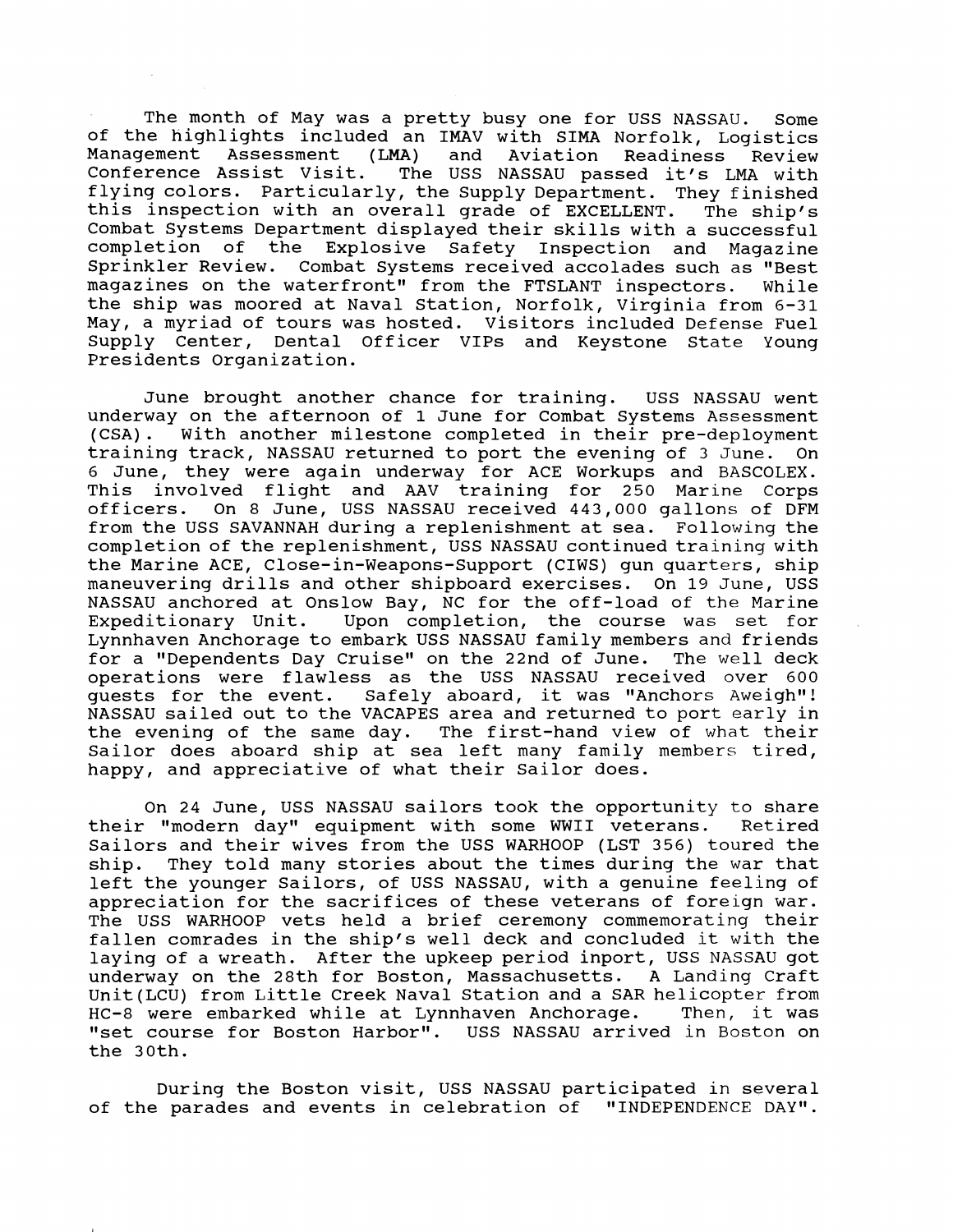The month of May was a pretty busy one for USS NASSAU. Some of the highlights included an IMAV with SIMA Norfolk, Logistics Management Assessment (LMA) and Aviation Readiness Review Conference Assist Visit. The USS NASSAU passed it's LMA with flying colors. Particularly, the Supply Department. They finished this inspection with an overall grade of EXCELLENT. The ship's Combat Systems Department displayed their skills with a successful completion of the Explosive Safety Inspection and Magazine Sprinkler Review. Combat Systems received accolades such as "Best magazines on the waterfront" from the FTSLANT inspectors. While the ship was moored at Naval Station, Norfolk, Virginia from 6-31 May, a myriad of tours was hosted. Visitors included Defense Fuel Supply Center, Dental Officer VIPs and Keystone State Young Presidents Organization.

June brought another chance for training. USS NASSAU went underway on the afternoon of 1 June for Combat Systems Assessment (CSA). With another milestone completed in their pre-deployment training track, NASSAU returned to port the evening of 3 June. On 6 June, they were again underway for ACE Workups and BASCOLEX. This involved flight and AAV training for 250 Marine Corps officers. On 8 June, USS NASSAU received 443,000 gallons of DFM from the USS SAVANNAH during a replenishment at sea. Following the completion of the replenishment, USS NASSAU continued training with the Marine ACE, Close-in-Weapons-Support (CIWS) gun quarters, ship maneuvering drills and other shipboard exercises. On 19 June, USS NASSAU anchored at Onslow Bay, NC for the off-load of the Marine Expeditionary Unit. Upon completion, the course was set for Lynnhaven Anchorage to embark USS NASSAU family members and friends for a "Dependents Day Cruise" on the 22nd of June. The well deck operations were flawless as the USS NASSAU received over 600 guests for the event. Safely aboard, it was "Anchors Aweigh"! NASSAU sailed out to the VACAPES area and returned to port early in the evening of the same day. The first-hand view of what their Sailor does aboard ship at sea left many family members tired, happy, and appreciative of what their Sailor does.

On 24 June, USS NASSAU sailors took the opportunity to share their "modern day" equipment with some WWII veterans. Retired Sailors and their wives from the USS WARHOOP (LST 356) toured the ship. They told many stories about the times during the war that left the younger Sailors, of USS NASSAU, with a genuine feeling of appreciation for the sacrifices of these veterans of foreign war. The USS WARHOOP vets held a brief ceremony commemorating their fallen comrades in the ship's well deck and concluded it with the laying of a wreath. After the upkeep period inport, USS NASSAU got underway on the 28th for Boston, Massachusetts. A Landing Craft Unit(LCU) from Little Creek Naval Station and a SAR helicopter from HC-8 were embarked while at Lynnhaven Anchorage. Then, it was "set course for Boston Harbor". USS NASSAU arrived in Boston on the 30th.

During the Boston visit, USS NASSAU participated in several of the parades and events in celebration of "INDEPENDENCE DAY".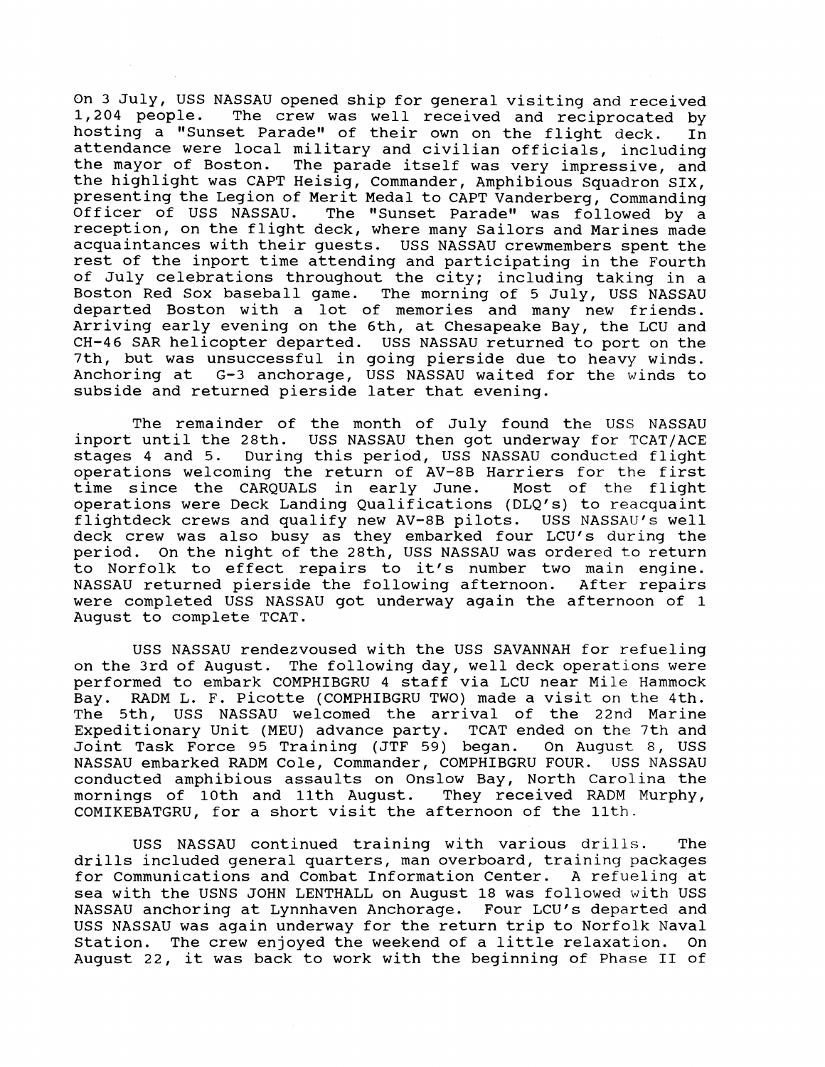On 3 July, USS NASSAU opened ship for general visiting and received 1,204 people. The crew was well received and reciprocated by hosting a "Sunset Parade" of their own on the flight deck. In attendance were local military and civilian officials, including the mayor of Boston. The parade itself was very impressive, and the highlight was CAPT Heisig, Commander, Amphibious Squadron SIX, presenting the Legion of Merit Medal to CAPT Vanderberg, Commanding Officer of USS NASSAU. The "Sunset Parade" was followed by a reception, on the flight deck, where many Sailors and Marines made acquaintances with their guests. USS NASSAU crewmembers spent the rest of the inport time attending and participating in the Fourth of July celebrations throughout the city; including taking in a Boston Red Sox baseball game. The morning of 5 July, USS NASSAU departed Boston with a lot of memories and many new friends. Arriving early evening on the 6th, at Chesapeake Bay, the LCU and CH-46 SAR helicopter departed. USS NASSAU returned to port on the 7th, but was unsuccessful in going pierside due to heavy winds. Anchoring at G-3 anchorage, USS NASSAU waited for the winds to subside and returned pierside later that evening.

The remainder of the month of July found the USS NASSAU inport until the 28th. USS NASSAU then got underway for TCAT/ACE stages 4 and 5. During this period, USS NASSAU conducted flight operations welcoming the return of AV-8B Harriers for the first time since the CARQUALS in early June. Most of the flight operations were Deck Landing Qualifications (DLQ's) to reacquaint flightdeck crews and qualify new AV-8B pilots. USS NASSAU's well deck crew was also busy as they embarked four LCU's during the period. On the night of the 28th, USS NASSAU was ordered to return to Norfolk to effect repairs to it's number two main engine. NASSAU returned pierside the following afternoon. After repairs were completed USS NASSAU got underway again the afternoon of 1 August to complete TCAT.

USS NASSAU rendezvoused with the USS SAVANNAH for refueling on the 3rd of August. The following day, well deck operations were performed to embark COMPHIBGRU 4 staff via LCU near Mile Hammock Bay. RADM L. F. Picotte (COMPHIBGRU TWO) made a visit on the 4th. The 5th, USS NASSAU welcomed the arrival of the 22nd Marine Expeditionary Unit (MEU) advance party. TCAT ended on the 7th and Joint Task Force 95 Training (JTF 59) began. On August 8, USS NASSAU embarked RADM Cole, Commander, COMPHIBGRU FOUR. USS NASSAU conducted amphibious assaults on Onslow Bay, North Carolina the mornings of 10th and 11th August. They received RADM Murphy, COMIKEBATGRU, for a short visit the afternoon of the 11th.

USS NASSAU continued training with various drills. The drills included general quarters, man overboard, training packages for Communications and Combat Information Center. A refueling at sea with the USNS JOHN LENTHALL on August 18 was followed with USS NASSAU anchoring at Lynnhaven Anchorage. Four LCU's departed and USS NASSAU was again underway for the return trip to Norfolk Naval Station. The crew enjoyed the weekend of a little relaxation. On August 22, it was back to work with the beginning of Phase II of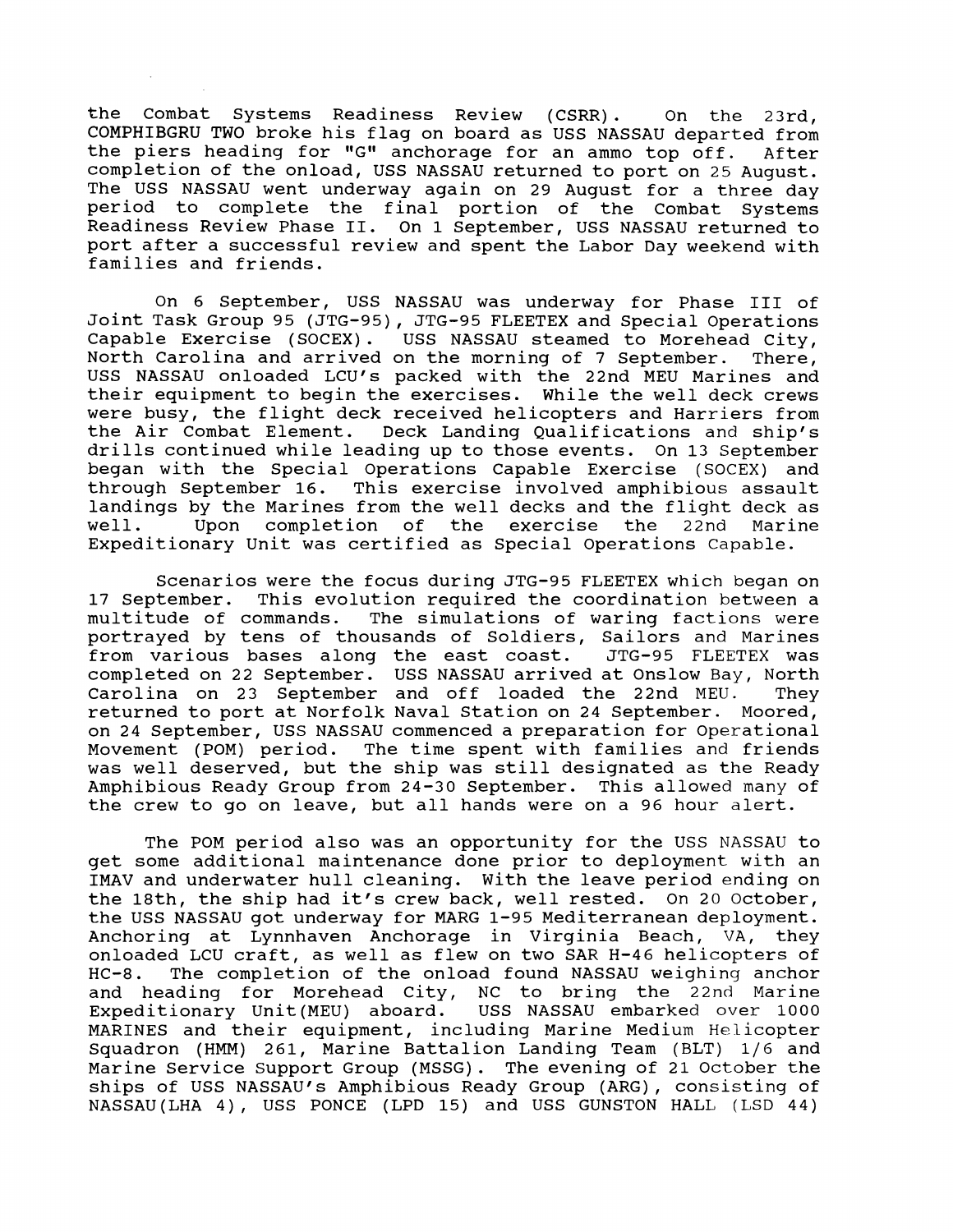the Combat Systems Readiness Review (CSRR). On the 23rd, COMPHIBGRU TWO broke his flag on board as USS NASSAU departed from the piers heading for "G" anchorage for an ammo top off. After completion of the onload, USS NASSAU returned to port on 25 August. The USS NASSAU went underway again on 29 August for a three day period to complete the final portion of the Combat Systems Readiness Review Phase II. On 1 September, USS NASSAU returned to port after a successful review and spent the Labor Day weekend with families and friends.

On 6 September, USS NASSAU was underway for Phase III of Joint Task Group 95 (JTG-95), JTG-95 FLEETEX and Special Operations Capable Exercise (SOCEX). USS NASSAU steamed to Morehead City, North Carolina and arrived on the morning of 7 September. There, USS NASSAU onloaded LCU's packed with the 22nd MEU Marines and their equipment to begin the exercises. While the well deck crews were busy, the flight deck received helicopters and Harriers from the Air Combat Element. Deck Landing Qualifications and ship's drills continued while leading up to those events. On 13 September began with the Special Operations Capable Exercise (SOCEX) and through September 16. This exercise involved amphibious assault landings by the Marines from the well decks and the flight deck as well. Upon completion of the exercise the 22nd Marine Expeditionary Unit was certified as Special Operations Capable.

Scenarios were the focus during JTG-95 FLEETEX which began on 17 September. This evolution required the coordination between a multitude of commands. The simulations of waring factions were portrayed by tens of thousands of Soldiers, Sailors and Marines from various bases along the east coast. JTG-95 FLEETEX was completed on 22 September. USS NASSAU arrived at Onslow Bay, North Carolina on 23 September and off loaded the 22nd MEU. They returned to port at Norfolk Naval Station on 24 September. Moored, on 24 September, USS NASSAU commenced a preparation for Operational Movement (POM) period. The time spent with families and friends was well deserved, but the ship was still designated as the Ready Amphibious Ready Group from 24-30 September. This allowed many of the crew to go on leave, but all hands were on a 96 hour alert.

The POM period also was an opportunity for the USS NASSAU to get some additional maintenance done prior to deployment with an IMAV and underwater hull cleaning. With the leave period ending on the 18th, the ship had it's crew back, well rested. On 20 October, the USS NASSAU got underway for MARG 1-95 Mediterranean deployment. Anchoring at Lynnhaven Anchorage in Virginia Beach, VA, they onloaded LCU craft, as well as flew on two SAR H-46 helicopters of HC-8. The completion of the onload found NASSAU weighing anchor and heading for Morehead City, NC to bring the 22nd Marine Expeditionary Unit(MEU) aboard. USS NASSAU embarked over 1000 MARINES and their equipment, including Marine Medium Helicopter Squadron (HMM) 261, Marine Battalion Landing Team (BLT) 1/6 and Marine Service Support Group (MSSG). The evening of 21 October the ships of USS NASSAU's Amphibious Ready Group (ARG), consisting of NASSAU(LHA 4), USS PONCE (LPD 15) and USS GUNSTON HALL (LSD 44)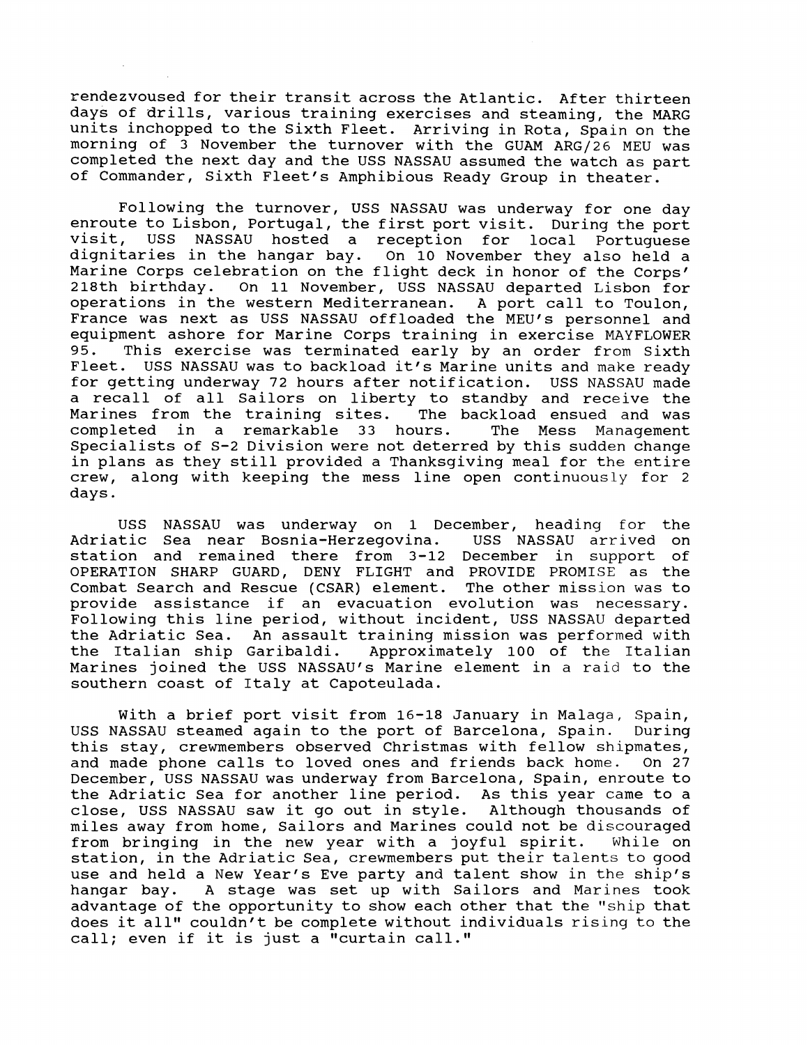rendezvoused for their transit across the Atlantic. After thirteen days of drills, various training exercises and steaming, the MARG units inchopped to the Sixth Fleet. Arriving in Rota, Spain on the morning of 3 November the turnover with the GUAM ARG/26 MEU was completed the next day and the USS NASSAU assumed the watch as part of Commander, Sixth Fleet's Amphibious Ready Group in theater.

Following the turnover, USS NASSAU was underway for one day enroute to Lisbon, Portugal, the first port visit. During the port visit, USS NASSAU hosted a reception for local Portuguese dignitaries in the hangar bay. On 10 November they also held a Marine Corps celebration on the flight deck in honor of the Corps' 218th birthday. On 11 November, USS NASSAU departed Lisbon for operations in the western Mediterranean. A port call to Toulon, France was next as USS NASSAU offloaded the MEU's personnel and equipment ashore for Marine Corps training in exercise MAYFLOWER 95. This exercise was terminated early by an order from Sixth Fleet. USS NASSAU was to backload it's Marine units and make ready for getting underway 72 hours after notification. USS NASSAU made a recall of all Sailors on liberty to standby and receive the Marines from the training sites. The backload ensued and was completed in a remarkable 33 hours. The Mess Management Specialists of S-2 Division were not deterred by this sudden change in plans as they still provided a Thanksgiving meal for the entire crew, along with keeping the mess line open continuously for 2 days.

USS NASSAU was underway on 1 December, heading for the Adriatic Sea near Bosnia-Herzegovina. USS NASSAU arrived on station and remained there from 3-12 December in support of OPERATION SHARP GUARD, DENY FLIGHT and PROVIDE PROMISE as the Combat Search and Rescue (CSAR) element. The other mission was to provide assistance if an evacuation evolution was necessary. Following this line period, without incident, USS NASSAU departed the Adriatic Sea. An assault training mission was performed with the Italian ship Garibaldi. Approximately 100 of the Italian Marines joined the USS NASSAU's Marine element in a raid to the southern coast of Italy at Capoteulada.

With a brief port visit from 16-18 January in Malaga, Spain, USS NASSAU steamed again to the port of Barcelona, Spain. During this stay, crewmembers observed Christmas with fellow shipmates, and made phone calls to loved ones and friends back home. On 27 December, USS NASSAU was underway from Barcelona, Spain, enroute to the Adriatic Sea for another line period. As this year came to a close, USS NASSAU saw it go out in style. Although thousands of miles away from home, Sailors and Marines could not be discouraged from bringing in the new year with a joyful spirit. While on station, in the Adriatic Sea, crewmembers put their talents to good use and held a New Year's Eve party and talent show in the ship's hangar bay. A stage was set up with Sailors and Marines took advantage of the opportunity to show each other that the "ship that does it all" couldn't be complete without individuals rising to the call; even if it is just a "curtain call."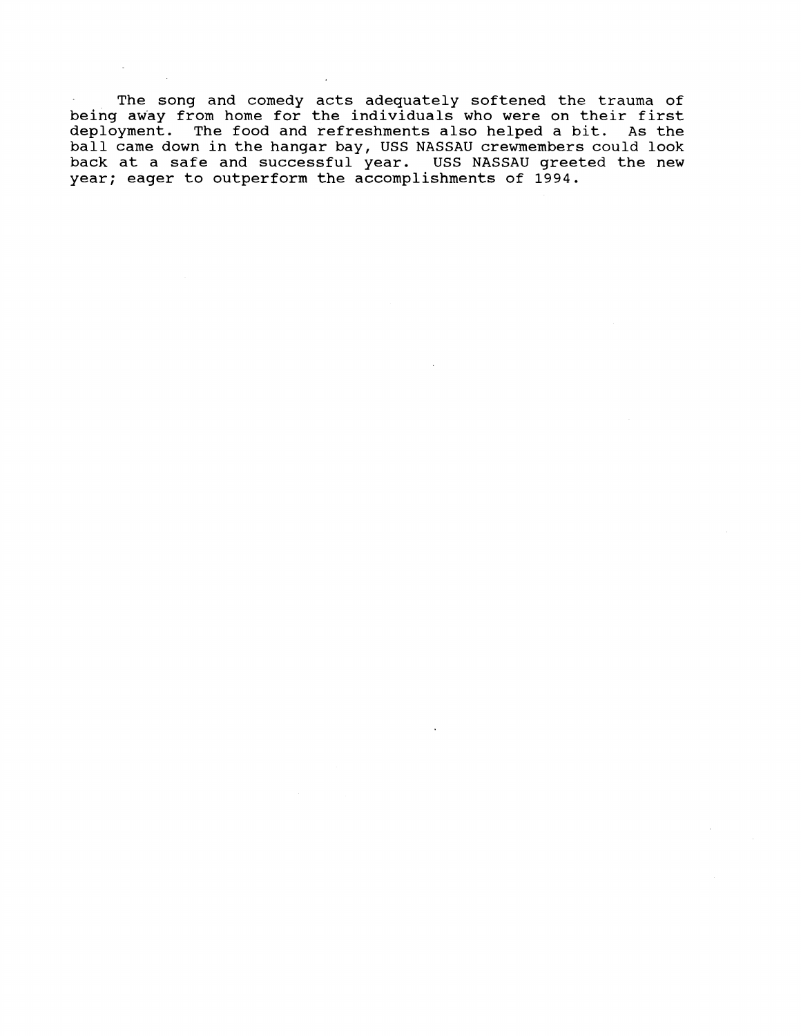The song and comedy acts adequately softened the trauma of being away from home for the individuals who were on their first deployment. The food and refreshments also helped a bit. As the ball came down in the hangar bay, USS NASSAU crewmembers could look back at a safe and successful year. USS NASSAU greeted the new year; eager to outperform the accomplishments of 1994.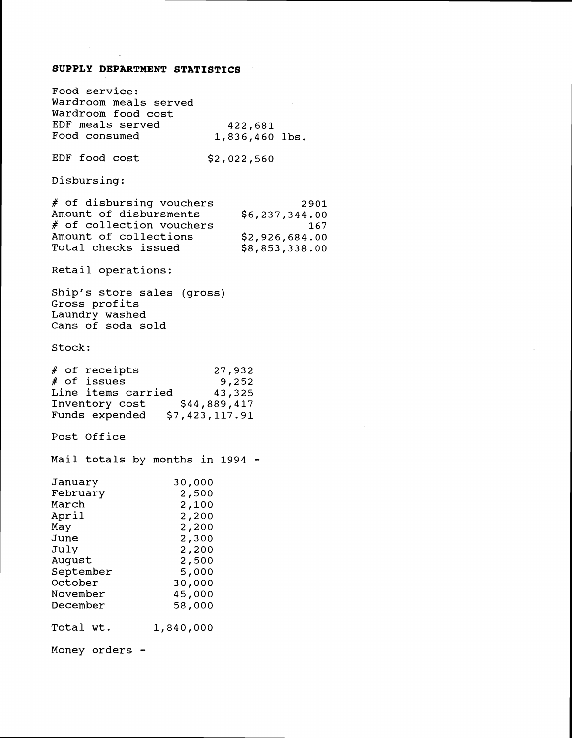## SUPPLY DEPARTMENT STATISTICS

Food service:

| | |
|---|---|
| Wardroom meals served | |
| Wardroom food cost | |
| EDF meals served | 422,681 |
| Food consumed | 1,836,460 lbs. |
| EDF food cost | $2,022,560 |

Disbursing:

| | |
|---|---|
| # of disbursing vouchers | 2901 |
| Amount of disbursments | $6,237,344.00 |
| # of collection vouchers | 167 |
| Amount of collections | $2,926,684.00 |
| Total checks issued | $8,853,338.00 |

Retail operations:

| | |
|---|---|
| Ship's store sales (gross) | |
| Gross profits | |
| Laundry washed | |
| Cans of soda sold | |

Stock:

| | |
|---|---|
| # of receipts | 27,932 |
| # of issues | 9,252 |
| Line items carried | 43,325 |
| Inventory cost | $44,889,417 |
| Funds expended | $7,423,117.91 |

Post Office

Mail totals by months in 1994 -

| | |
|---|---|
| January | 30,000 |
| February | 2,500 |
| March | 2,100 |
| April | 2,200 |
| May | 2,200 |
| June | 2,300 |
| July | 2,200 |
| August | 2,500 |
| September | 5,000 |
| October | 30,000 |
| November | 45,000 |
| December | 58,000 |
| Total wt. | 1,840,000 |

Money orders -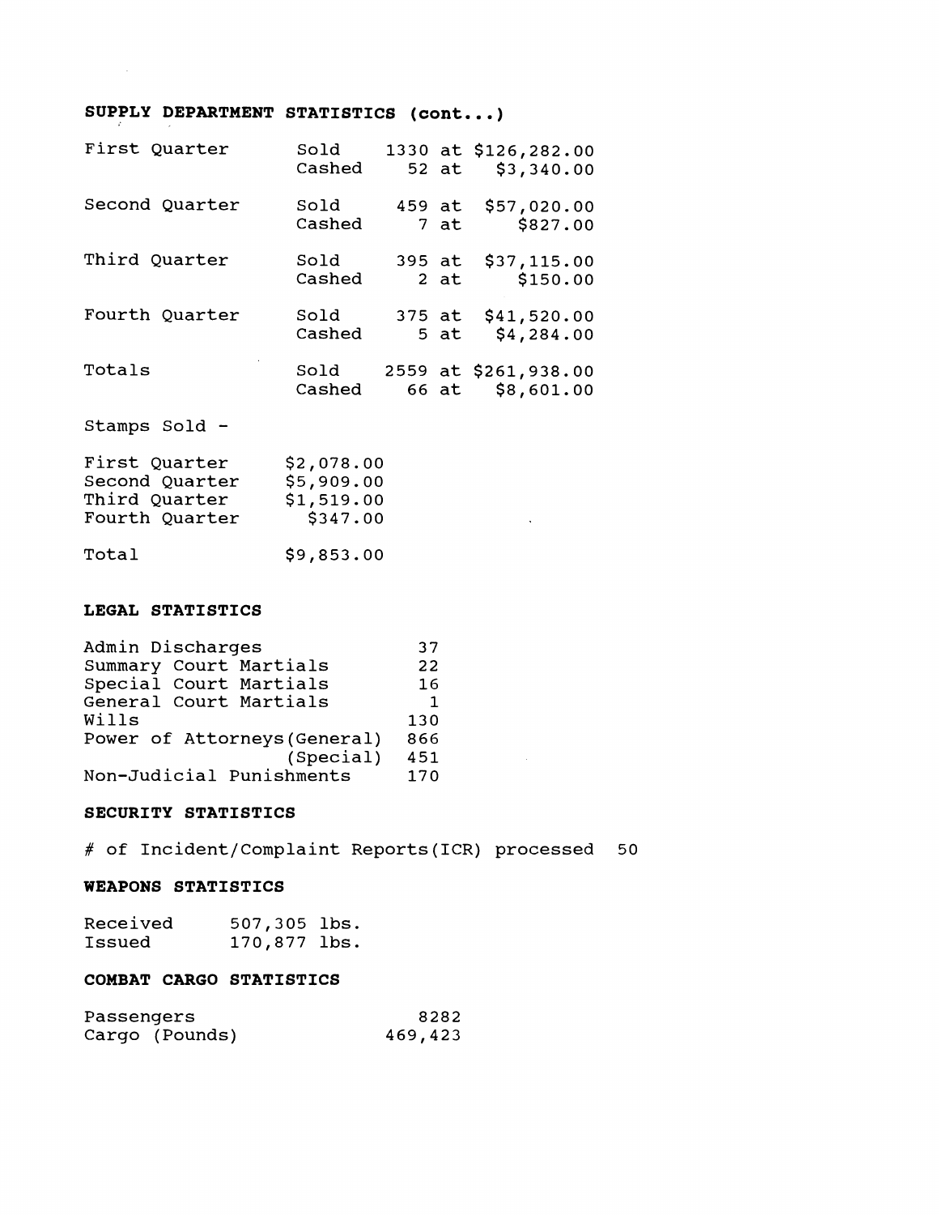## SUPPLY DEPARTMENT STATISTICS (cont...)

| | | | | |
|---|---|---|---|---|
| First Quarter | Sold | 1330 | at | $126,282.00 |
| | Cashed | 52 | at | $3,340.00 |
| Second Quarter | Sold | 459 | at | $57,020.00 |
| | Cashed | 7 | at | $827.00 |
| Third Quarter | Sold | 395 | at | $37,115.00 |
| | Cashed | 2 | at | $150.00 |
| Fourth Quarter | Sold | 375 | at | $41,520.00 |
| | Cashed | 5 | at | $4,284.00 |
| Totals | Sold | 2559 | at | $261,938.00 |
| | Cashed | 66 | at | $8,601.00 |

Stamps Sold -

| | |
|---|---|
| First Quarter | $2,078.00 |
| Second Quarter | $5,909.00 |
| Third Quarter | $1,519.00 |
| Fourth Quarter | $347.00 |
| Total | $9,853.00 |

## LEGAL STATISTICS

| | |
|---|---|
| Admin Discharges | 37 |
| Summary Court Martials | 22 |
| Special Court Martials | 16 |
| General Court Martials | 1 |
| Wills | 130 |
| Power of Attorneys(General) | 866 |
| (Special) | 451 |
| Non-Judicial Punishments | 170 |

## SECURITY STATISTICS

# of Incident/Complaint Reports(ICR) processed 50

## WEAPONS STATISTICS

| | |
|---|---|
| Received | 507,305 lbs. |
| Issued | 170,877 lbs. |

## COMBAT CARGO STATISTICS

| | |
|---|---|
| Passengers | 8282 |
| Cargo (Pounds) | 469,423 |